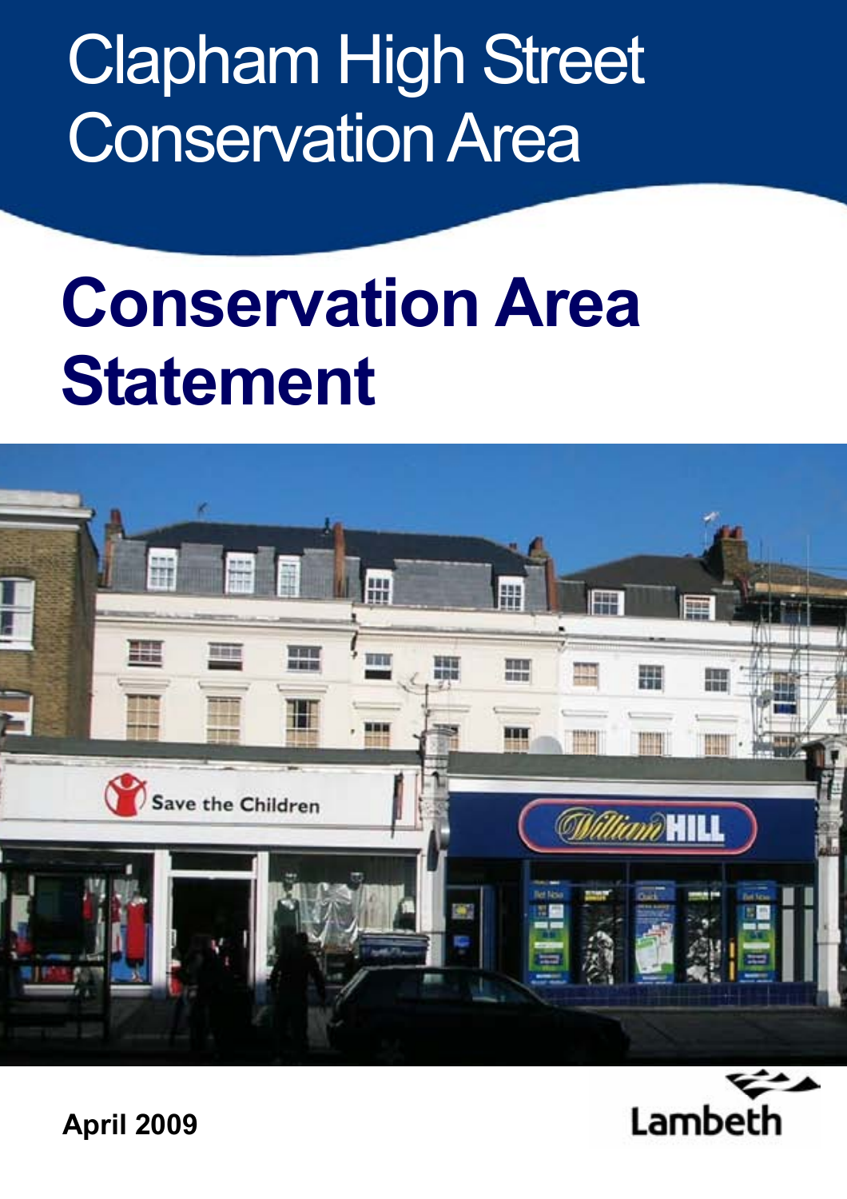# Clapham High Street Conservation Area

# Conservation Area Statement

April 2009

Lambeth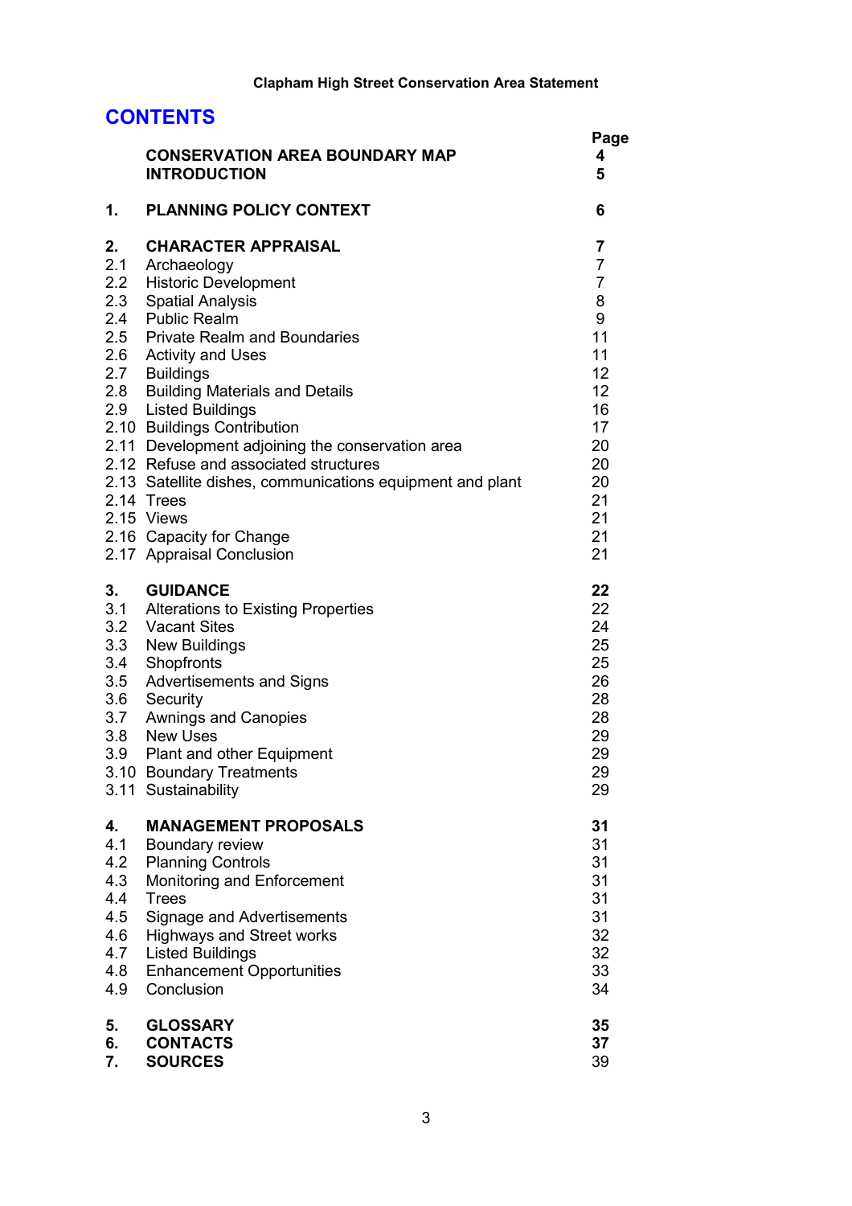## CONTENTS

| | | Page |
|---|---|---|
| | **CONSERVATION AREA BOUNDARY MAP** | **4** |
| | **INTRODUCTION** | **5** |
| **1.** | **PLANNING POLICY CONTEXT** | **6** |
| **2.** | **CHARACTER APPRAISAL** | **7** |
| 2.1 | Archaeology | 7 |
| 2.2 | Historic Development | 7 |
| 2.3 | Spatial Analysis | 8 |
| 2.4 | Public Realm | 9 |
| 2.5 | Private Realm and Boundaries | 11 |
| 2.6 | Activity and Uses | 11 |
| 2.7 | Buildings | 12 |
| 2.8 | Building Materials and Details | 12 |
| 2.9 | Listed Buildings | 16 |
| 2.10 | Buildings Contribution | 17 |
| 2.11 | Development adjoining the conservation area | 20 |
| 2.12 | Refuse and associated structures | 20 |
| 2.13 | Satellite dishes, communications equipment and plant | 20 |
| 2.14 | Trees | 21 |
| 2.15 | Views | 21 |
| 2.16 | Capacity for Change | 21 |
| 2.17 | Appraisal Conclusion | 21 |
| **3.** | **GUIDANCE** | **22** |
| 3.1 | Alterations to Existing Properties | 22 |
| 3.2 | Vacant Sites | 24 |
| 3.3 | New Buildings | 25 |
| 3.4 | Shopfronts | 25 |
| 3.5 | Advertisements and Signs | 26 |
| 3.6 | Security | 28 |
| 3.7 | Awnings and Canopies | 28 |
| 3.8 | New Uses | 29 |
| 3.9 | Plant and other Equipment | 29 |
| 3.10 | Boundary Treatments | 29 |
| 3.11 | Sustainability | 29 |
| **4.** | **MANAGEMENT PROPOSALS** | **31** |
| 4.1 | Boundary review | 31 |
| 4.2 | Planning Controls | 31 |
| 4.3 | Monitoring and Enforcement | 31 |
| 4.4 | Trees | 31 |
| 4.5 | Signage and Advertisements | 31 |
| 4.6 | Highways and Street works | 32 |
| 4.7 | Listed Buildings | 32 |
| 4.8 | Enhancement Opportunities | 33 |
| 4.9 | Conclusion | 34 |
| **5.** | **GLOSSARY** | **35** |
| **6.** | **CONTACTS** | **37** |
| **7.** | **SOURCES** | 39 |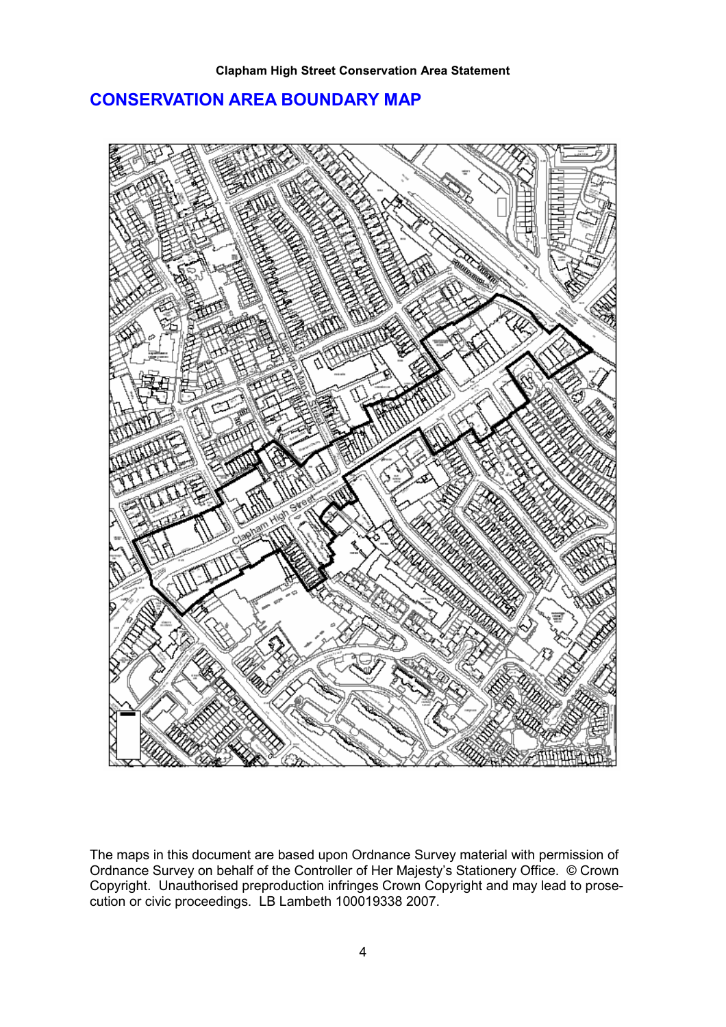## CONSERVATION AREA BOUNDARY MAP

The maps in this document are based upon Ordnance Survey material with permission of Ordnance Survey on behalf of the Controller of Her Majesty's Stationery Office. © Crown Copyright. Unauthorised preproduction infringes Crown Copyright and may lead to prosecution or civic proceedings. LB Lambeth 100019338 2007.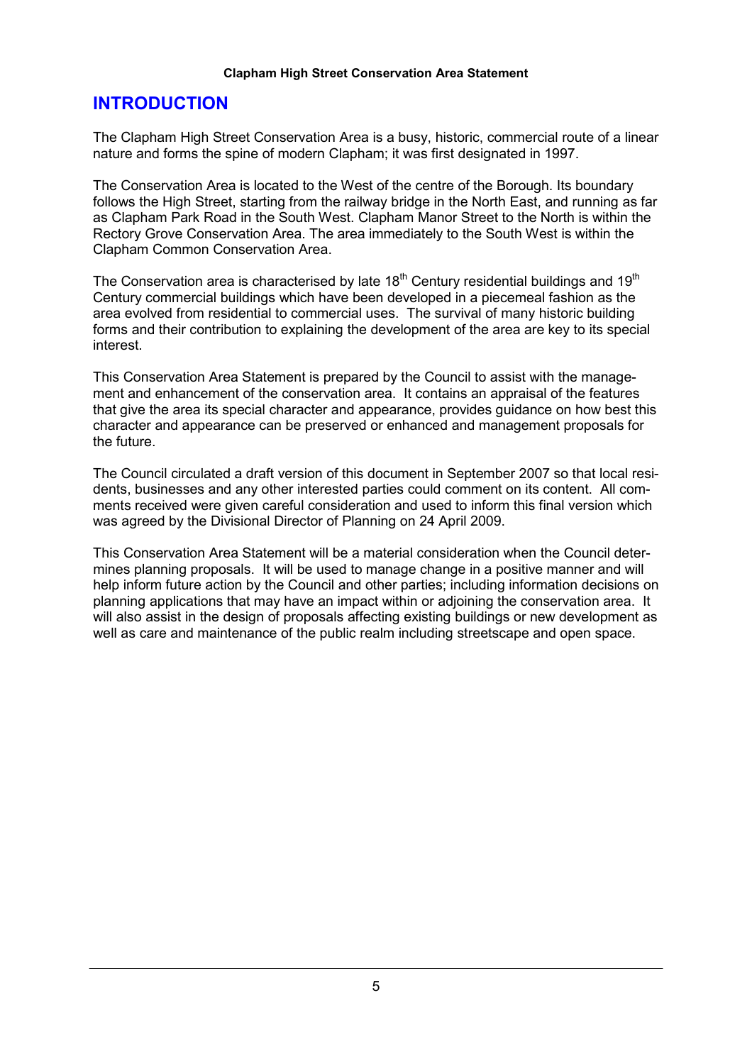# INTRODUCTION

The Clapham High Street Conservation Area is a busy, historic, commercial route of a linear nature and forms the spine of modern Clapham; it was first designated in 1997.

The Conservation Area is located to the West of the centre of the Borough. Its boundary follows the High Street, starting from the railway bridge in the North East, and running as far as Clapham Park Road in the South West. Clapham Manor Street to the North is within the Rectory Grove Conservation Area. The area immediately to the South West is within the Clapham Common Conservation Area.

The Conservation area is characterised by late 18th Century residential buildings and 19th Century commercial buildings which have been developed in a piecemeal fashion as the area evolved from residential to commercial uses. The survival of many historic building forms and their contribution to explaining the development of the area are key to its special interest.

This Conservation Area Statement is prepared by the Council to assist with the management and enhancement of the conservation area. It contains an appraisal of the features that give the area its special character and appearance, provides guidance on how best this character and appearance can be preserved or enhanced and management proposals for the future.

The Council circulated a draft version of this document in September 2007 so that local residents, businesses and any other interested parties could comment on its content. All comments received were given careful consideration and used to inform this final version which was agreed by the Divisional Director of Planning on 24 April 2009.

This Conservation Area Statement will be a material consideration when the Council determines planning proposals. It will be used to manage change in a positive manner and will help inform future action by the Council and other parties; including information decisions on planning applications that may have an impact within or adjoining the conservation area. It will also assist in the design of proposals affecting existing buildings or new development as well as care and maintenance of the public realm including streetscape and open space.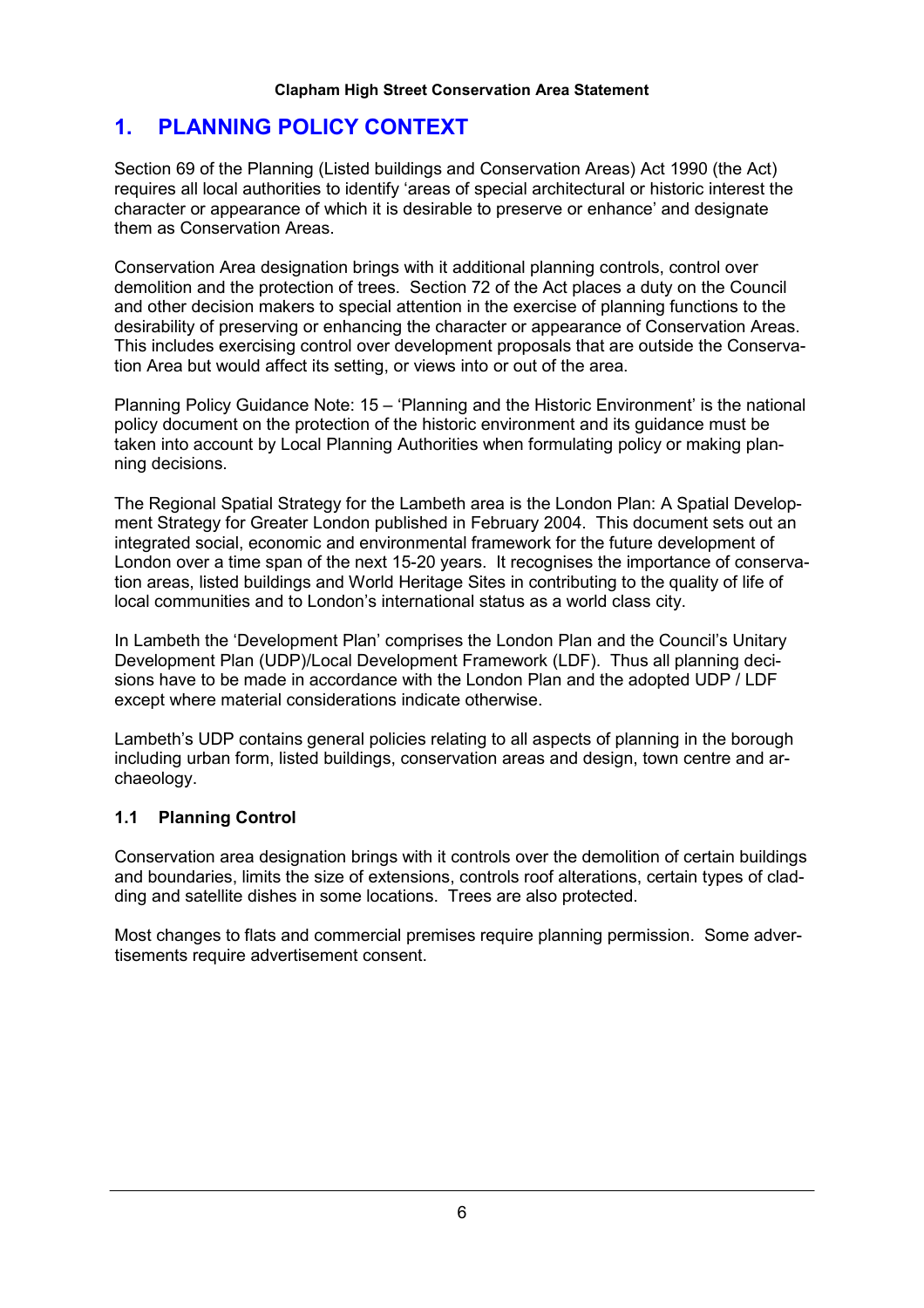# 1. PLANNING POLICY CONTEXT

Section 69 of the Planning (Listed buildings and Conservation Areas) Act 1990 (the Act) requires all local authorities to identify 'areas of special architectural or historic interest the character or appearance of which it is desirable to preserve or enhance' and designate them as Conservation Areas.

Conservation Area designation brings with it additional planning controls, control over demolition and the protection of trees. Section 72 of the Act places a duty on the Council and other decision makers to special attention in the exercise of planning functions to the desirability of preserving or enhancing the character or appearance of Conservation Areas. This includes exercising control over development proposals that are outside the Conservation Area but would affect its setting, or views into or out of the area.

Planning Policy Guidance Note: 15 – 'Planning and the Historic Environment' is the national policy document on the protection of the historic environment and its guidance must be taken into account by Local Planning Authorities when formulating policy or making planning decisions.

The Regional Spatial Strategy for the Lambeth area is the London Plan: A Spatial Development Strategy for Greater London published in February 2004. This document sets out an integrated social, economic and environmental framework for the future development of London over a time span of the next 15-20 years. It recognises the importance of conservation areas, listed buildings and World Heritage Sites in contributing to the quality of life of local communities and to London's international status as a world class city.

In Lambeth the 'Development Plan' comprises the London Plan and the Council's Unitary Development Plan (UDP)/Local Development Framework (LDF). Thus all planning decisions have to be made in accordance with the London Plan and the adopted UDP / LDF except where material considerations indicate otherwise.

Lambeth's UDP contains general policies relating to all aspects of planning in the borough including urban form, listed buildings, conservation areas and design, town centre and archaeology.

### 1.1 Planning Control

Conservation area designation brings with it controls over the demolition of certain buildings and boundaries, limits the size of extensions, controls roof alterations, certain types of cladding and satellite dishes in some locations. Trees are also protected.

Most changes to flats and commercial premises require planning permission. Some advertisements require advertisement consent.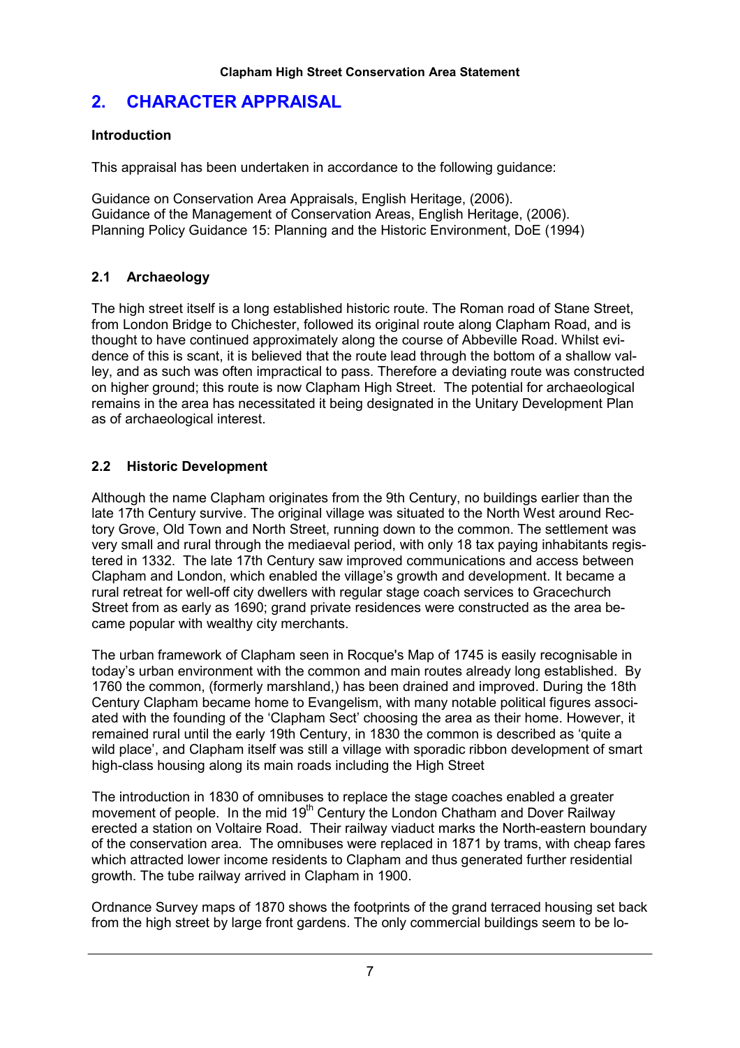## 2. CHARACTER APPRAISAL

**Introduction**

This appraisal has been undertaken in accordance to the following guidance:

Guidance on Conservation Area Appraisals, English Heritage, (2006).
Guidance of the Management of Conservation Areas, English Heritage, (2006).
Planning Policy Guidance 15: Planning and the Historic Environment, DoE (1994)

### 2.1 Archaeology

The high street itself is a long established historic route. The Roman road of Stane Street, from London Bridge to Chichester, followed its original route along Clapham Road, and is thought to have continued approximately along the course of Abbeville Road. Whilst evidence of this is scant, it is believed that the route lead through the bottom of a shallow valley, and as such was often impractical to pass. Therefore a deviating route was constructed on higher ground; this route is now Clapham High Street. The potential for archaeological remains in the area has necessitated it being designated in the Unitary Development Plan as of archaeological interest.

### 2.2 Historic Development

Although the name Clapham originates from the 9th Century, no buildings earlier than the late 17th Century survive. The original village was situated to the North West around Rectory Grove, Old Town and North Street, running down to the common. The settlement was very small and rural through the mediaeval period, with only 18 tax paying inhabitants registered in 1332. The late 17th Century saw improved communications and access between Clapham and London, which enabled the village's growth and development. It became a rural retreat for well-off city dwellers with regular stage coach services to Gracechurch Street from as early as 1690; grand private residences were constructed as the area became popular with wealthy city merchants.

The urban framework of Clapham seen in Rocque's Map of 1745 is easily recognisable in today's urban environment with the common and main routes already long established. By 1760 the common, (formerly marshland,) has been drained and improved. During the 18th Century Clapham became home to Evangelism, with many notable political figures associated with the founding of the 'Clapham Sect' choosing the area as their home. However, it remained rural until the early 19th Century, in 1830 the common is described as 'quite a wild place', and Clapham itself was still a village with sporadic ribbon development of smart high-class housing along its main roads including the High Street

The introduction in 1830 of omnibuses to replace the stage coaches enabled a greater movement of people. In the mid 19th Century the London Chatham and Dover Railway erected a station on Voltaire Road. Their railway viaduct marks the North-eastern boundary of the conservation area. The omnibuses were replaced in 1871 by trams, with cheap fares which attracted lower income residents to Clapham and thus generated further residential growth. The tube railway arrived in Clapham in 1900.

Ordnance Survey maps of 1870 shows the footprints of the grand terraced housing set back from the high street by large front gardens. The only commercial buildings seem to be lo-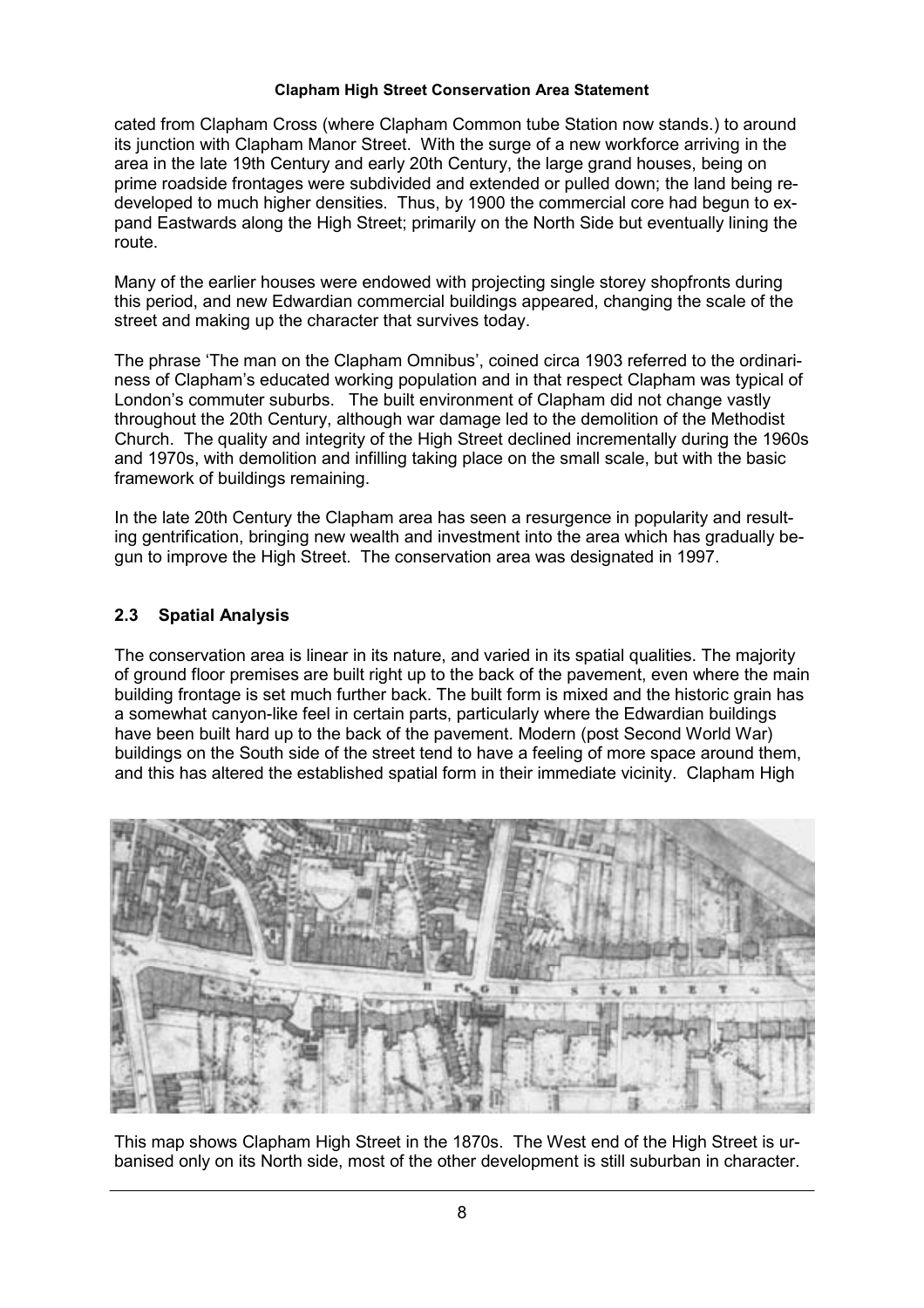cated from Clapham Cross (where Clapham Common tube Station now stands.) to around its junction with Clapham Manor Street. With the surge of a new workforce arriving in the area in the late 19th Century and early 20th Century, the large grand houses, being on prime roadside frontages were subdivided and extended or pulled down; the land being re-developed to much higher densities. Thus, by 1900 the commercial core had begun to expand Eastwards along the High Street; primarily on the North Side but eventually lining the route.

Many of the earlier houses were endowed with projecting single storey shopfronts during this period, and new Edwardian commercial buildings appeared, changing the scale of the street and making up the character that survives today.

The phrase 'The man on the Clapham Omnibus', coined circa 1903 referred to the ordinariness of Clapham's educated working population and in that respect Clapham was typical of London's commuter suburbs. The built environment of Clapham did not change vastly throughout the 20th Century, although war damage led to the demolition of the Methodist Church. The quality and integrity of the High Street declined incrementally during the 1960s and 1970s, with demolition and infilling taking place on the small scale, but with the basic framework of buildings remaining.

In the late 20th Century the Clapham area has seen a resurgence in popularity and resulting gentrification, bringing new wealth and investment into the area which has gradually begun to improve the High Street. The conservation area was designated in 1997.

## 2.3 Spatial Analysis

The conservation area is linear in its nature, and varied in its spatial qualities. The majority of ground floor premises are built right up to the back of the pavement, even where the main building frontage is set much further back. The built form is mixed and the historic grain has a somewhat canyon-like feel in certain parts, particularly where the Edwardian buildings have been built hard up to the back of the pavement. Modern (post Second World War) buildings on the South side of the street tend to have a feeling of more space around them, and this has altered the established spatial form in their immediate vicinity. Clapham High

This map shows Clapham High Street in the 1870s. The West end of the High Street is urbanised only on its North side, most of the other development is still suburban in character.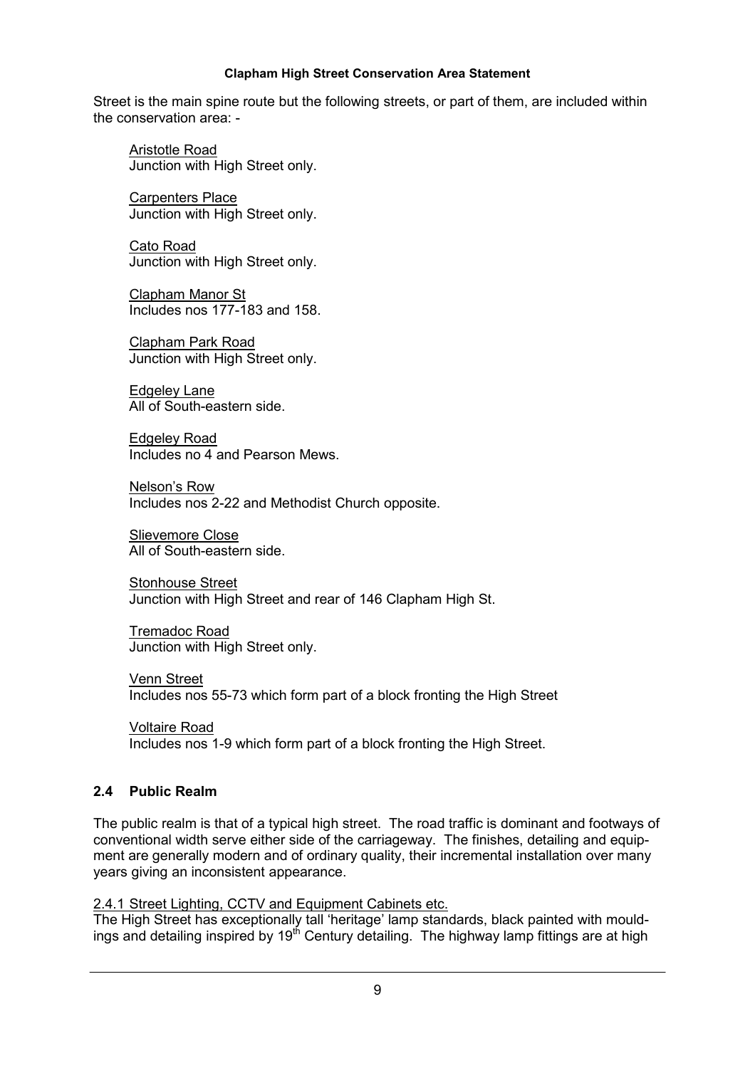Street is the main spine route but the following streets, or part of them, are included within the conservation area: -

Aristotle Road
Junction with High Street only.

Carpenters Place
Junction with High Street only.

Cato Road
Junction with High Street only.

Clapham Manor St
Includes nos 177-183 and 158.

Clapham Park Road
Junction with High Street only.

Edgeley Lane
All of South-eastern side.

Edgeley Road
Includes no 4 and Pearson Mews.

Nelson's Row
Includes nos 2-22 and Methodist Church opposite.

Slievemore Close
All of South-eastern side.

Stonhouse Street
Junction with High Street and rear of 146 Clapham High St.

Tremadoc Road
Junction with High Street only.

Venn Street
Includes nos 55-73 which form part of a block fronting the High Street

Voltaire Road
Includes nos 1-9 which form part of a block fronting the High Street.

### 2.4 Public Realm

The public realm is that of a typical high street. The road traffic is dominant and footways of conventional width serve either side of the carriageway. The finishes, detailing and equipment are generally modern and of ordinary quality, their incremental installation over many years giving an inconsistent appearance.

2.4.1 Street Lighting, CCTV and Equipment Cabinets etc.

The High Street has exceptionally tall 'heritage' lamp standards, black painted with mouldings and detailing inspired by 19th Century detailing. The highway lamp fittings are at high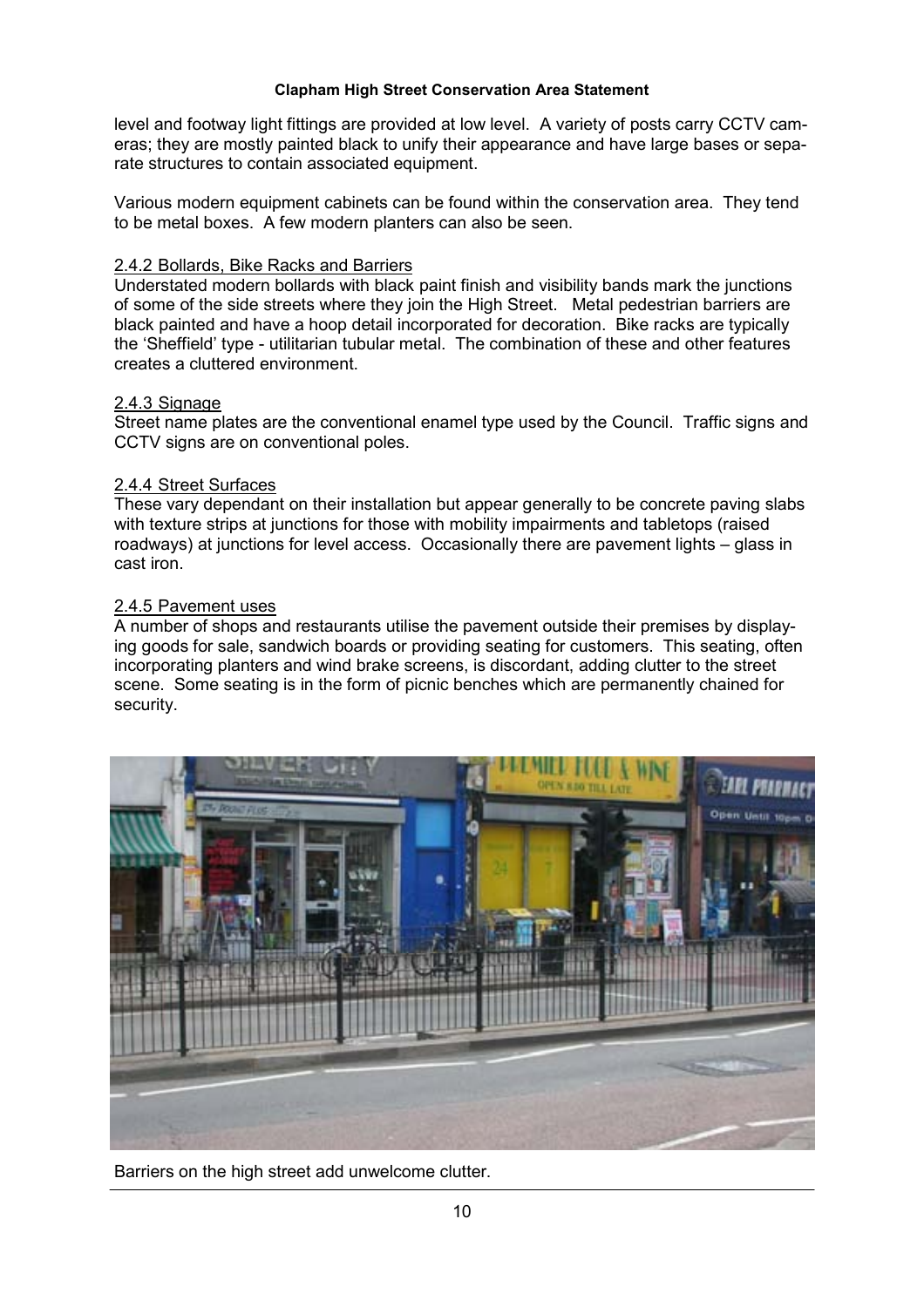level and footway light fittings are provided at low level. A variety of posts carry CCTV cameras; they are mostly painted black to unify their appearance and have large bases or separate structures to contain associated equipment.

Various modern equipment cabinets can be found within the conservation area. They tend to be metal boxes. A few modern planters can also be seen.

### 2.4.2 Bollards, Bike Racks and Barriers

Understated modern bollards with black paint finish and visibility bands mark the junctions of some of the side streets where they join the High Street. Metal pedestrian barriers are black painted and have a hoop detail incorporated for decoration. Bike racks are typically the 'Sheffield' type - utilitarian tubular metal. The combination of these and other features creates a cluttered environment.

### 2.4.3 Signage

Street name plates are the conventional enamel type used by the Council. Traffic signs and CCTV signs are on conventional poles.

### 2.4.4 Street Surfaces

These vary dependant on their installation but appear generally to be concrete paving slabs with texture strips at junctions for those with mobility impairments and tabletops (raised roadways) at junctions for level access. Occasionally there are pavement lights – glass in cast iron.

### 2.4.5 Pavement uses

A number of shops and restaurants utilise the pavement outside their premises by displaying goods for sale, sandwich boards or providing seating for customers. This seating, often incorporating planters and wind brake screens, is discordant, adding clutter to the street scene. Some seating is in the form of picnic benches which are permanently chained for security.

Barriers on the high street add unwelcome clutter.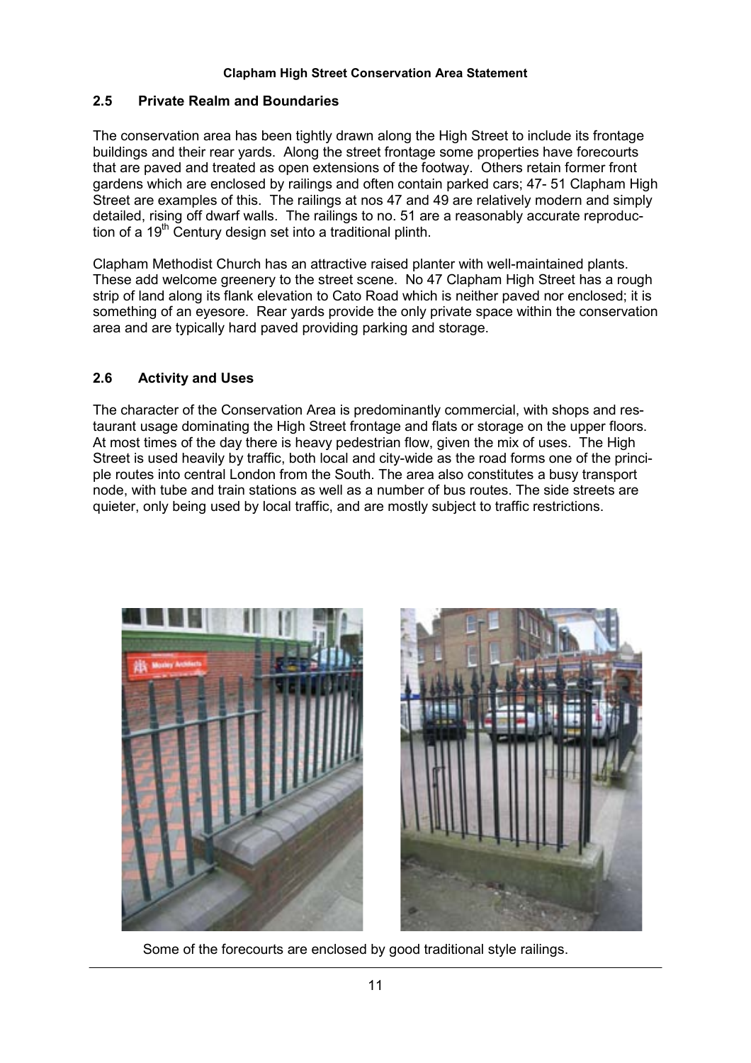## 2.5 Private Realm and Boundaries

The conservation area has been tightly drawn along the High Street to include its frontage buildings and their rear yards. Along the street frontage some properties have forecourts that are paved and treated as open extensions of the footway. Others retain former front gardens which are enclosed by railings and often contain parked cars; 47- 51 Clapham High Street are examples of this. The railings at nos 47 and 49 are relatively modern and simply detailed, rising off dwarf walls. The railings to no. 51 are a reasonably accurate reproduction of a 19th Century design set into a traditional plinth.

Clapham Methodist Church has an attractive raised planter with well-maintained plants. These add welcome greenery to the street scene. No 47 Clapham High Street has a rough strip of land along its flank elevation to Cato Road which is neither paved nor enclosed; it is something of an eyesore. Rear yards provide the only private space within the conservation area and are typically hard paved providing parking and storage.

## 2.6 Activity and Uses

The character of the Conservation Area is predominantly commercial, with shops and restaurant usage dominating the High Street frontage and flats or storage on the upper floors. At most times of the day there is heavy pedestrian flow, given the mix of uses. The High Street is used heavily by traffic, both local and city-wide as the road forms one of the principle routes into central London from the South. The area also constitutes a busy transport node, with tube and train stations as well as a number of bus routes. The side streets are quieter, only being used by local traffic, and are mostly subject to traffic restrictions.

Some of the forecourts are enclosed by good traditional style railings.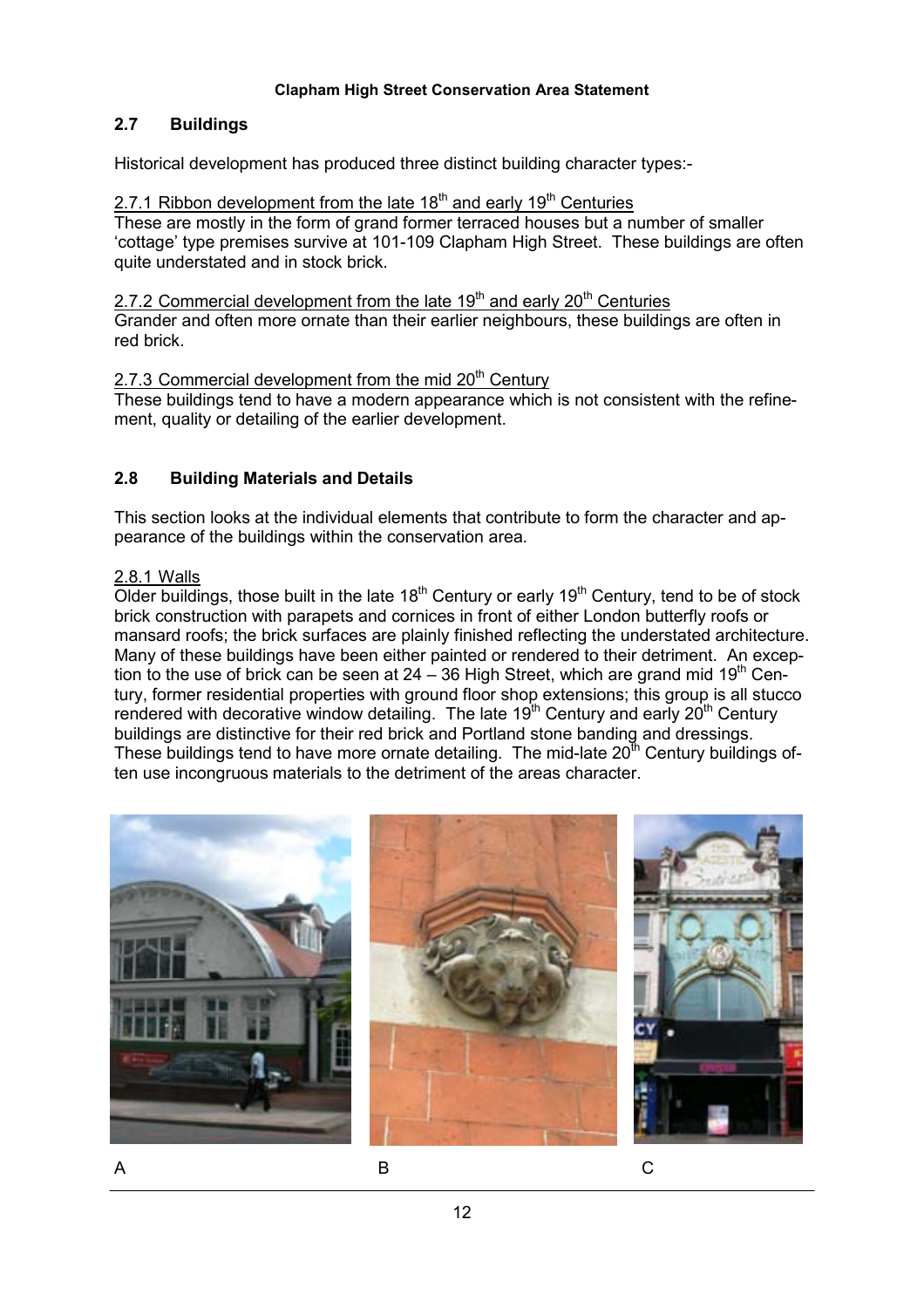## 2.7 Buildings

Historical development has produced three distinct building character types:-

2.7.1 Ribbon development from the late 18th and early 19th Centuries

These are mostly in the form of grand former terraced houses but a number of smaller 'cottage' type premises survive at 101-109 Clapham High Street. These buildings are often quite understated and in stock brick.

2.7.2 Commercial development from the late 19th and early 20th Centuries

Grander and often more ornate than their earlier neighbours, these buildings are often in red brick.

2.7.3 Commercial development from the mid 20th Century

These buildings tend to have a modern appearance which is not consistent with the refinement, quality or detailing of the earlier development.

## 2.8 Building Materials and Details

This section looks at the individual elements that contribute to form the character and appearance of the buildings within the conservation area.

2.8.1 Walls

Older buildings, those built in the late 18th Century or early 19th Century, tend to be of stock brick construction with parapets and cornices in front of either London butterfly roofs or mansard roofs; the brick surfaces are plainly finished reflecting the understated architecture. Many of these buildings have been either painted or rendered to their detriment. An exception to the use of brick can be seen at 24 – 36 High Street, which are grand mid 19th Century, former residential properties with ground floor shop extensions; this group is all stucco rendered with decorative window detailing. The late 19th Century and early 20th Century buildings are distinctive for their red brick and Portland stone banding and dressings. These buildings tend to have more ornate detailing. The mid-late 20th Century buildings often use incongruous materials to the detriment of the areas character.

A

B

C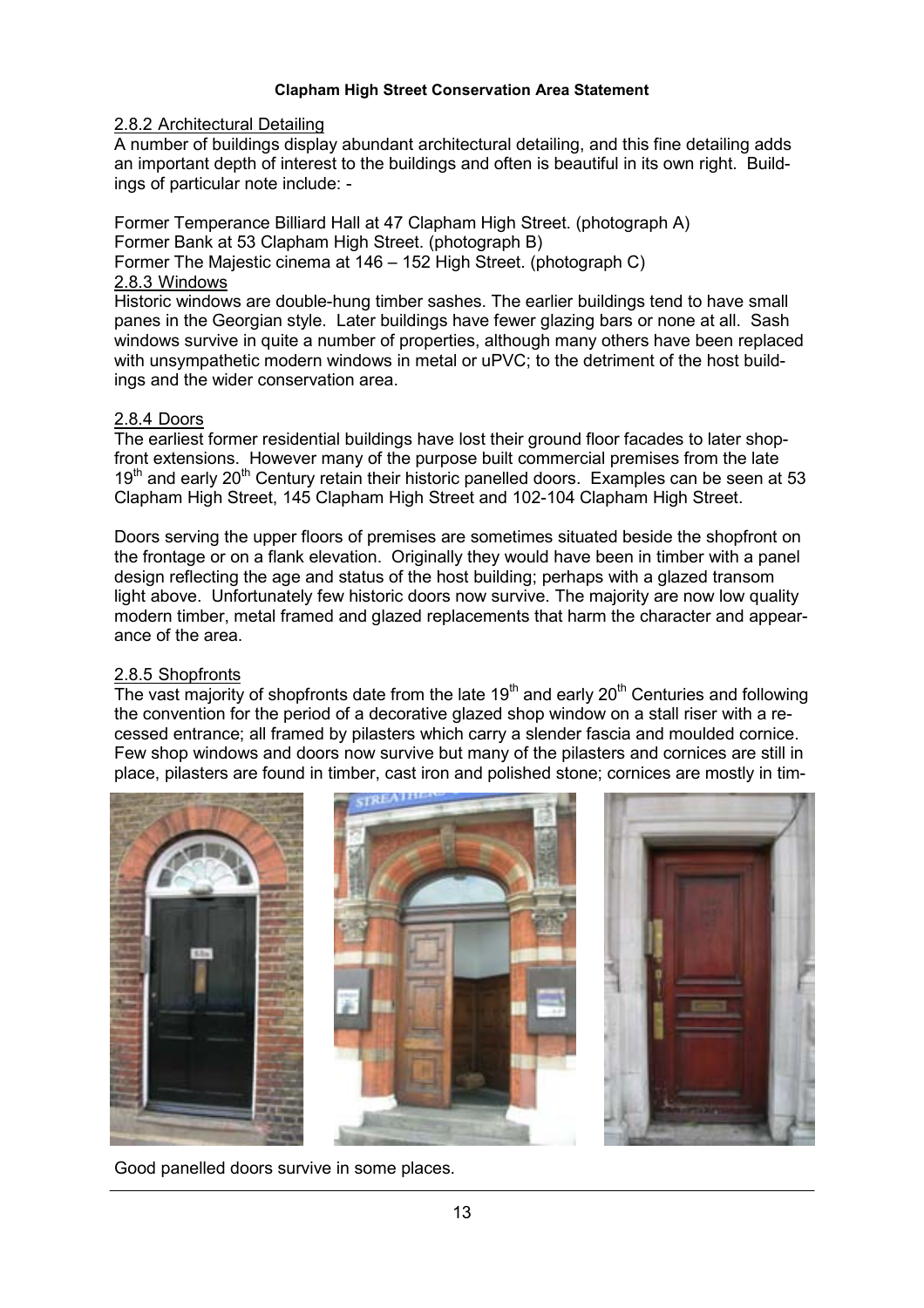### 2.8.2 Architectural Detailing

A number of buildings display abundant architectural detailing, and this fine detailing adds an important depth of interest to the buildings and often is beautiful in its own right. Buildings of particular note include: -

Former Temperance Billiard Hall at 47 Clapham High Street. (photograph A)
Former Bank at 53 Clapham High Street. (photograph B)
Former The Majestic cinema at 146 – 152 High Street. (photograph C)

### 2.8.3 Windows

Historic windows are double-hung timber sashes. The earlier buildings tend to have small panes in the Georgian style. Later buildings have fewer glazing bars or none at all. Sash windows survive in quite a number of properties, although many others have been replaced with unsympathetic modern windows in metal or uPVC; to the detriment of the host buildings and the wider conservation area.

### 2.8.4 Doors

The earliest former residential buildings have lost their ground floor facades to later shopfront extensions. However many of the purpose built commercial premises from the late 19th and early 20th Century retain their historic panelled doors. Examples can be seen at 53 Clapham High Street, 145 Clapham High Street and 102-104 Clapham High Street.

Doors serving the upper floors of premises are sometimes situated beside the shopfront on the frontage or on a flank elevation. Originally they would have been in timber with a panel design reflecting the age and status of the host building; perhaps with a glazed transom light above. Unfortunately few historic doors now survive. The majority are now low quality modern timber, metal framed and glazed replacements that harm the character and appearance of the area.

### 2.8.5 Shopfronts

The vast majority of shopfronts date from the late 19th and early 20th Centuries and following the convention for the period of a decorative glazed shop window on a stall riser with a recessed entrance; all framed by pilasters which carry a slender fascia and moulded cornice. Few shop windows and doors now survive but many of the pilasters and cornices are still in place, pilasters are found in timber, cast iron and polished stone; cornices are mostly in tim-

Good panelled doors survive in some places.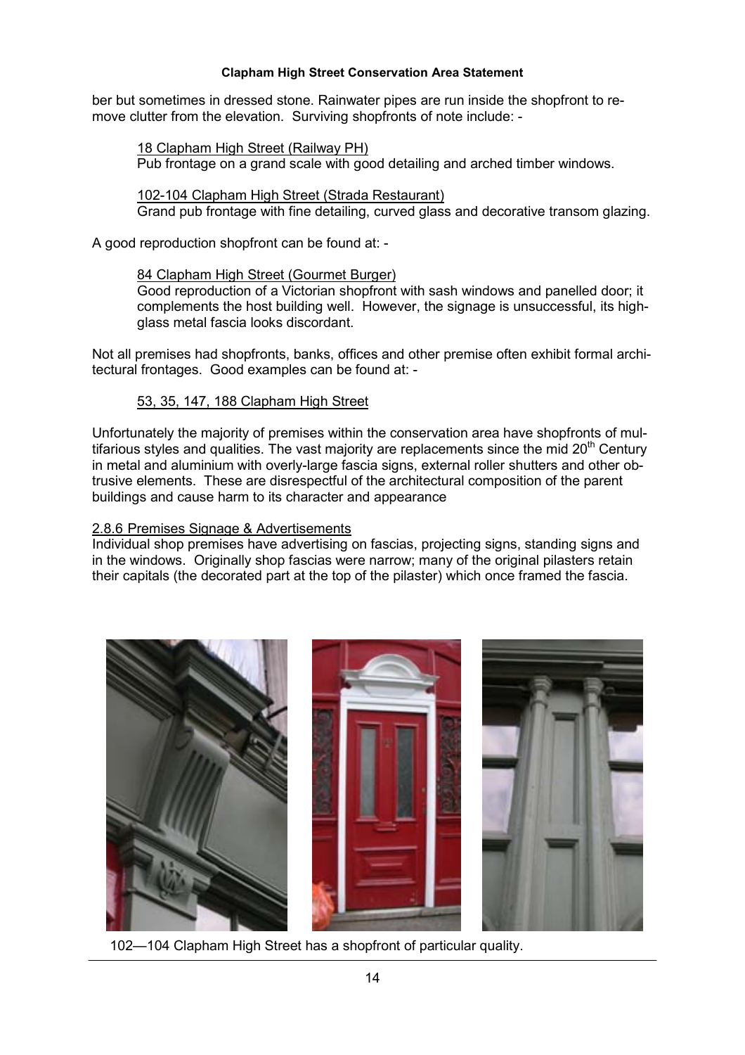ber but sometimes in dressed stone. Rainwater pipes are run inside the shopfront to remove clutter from the elevation. Surviving shopfronts of note include: -

> 18 Clapham High Street (Railway PH)
> Pub frontage on a grand scale with good detailing and arched timber windows.
>
> 102-104 Clapham High Street (Strada Restaurant)
> Grand pub frontage with fine detailing, curved glass and decorative transom glazing.

A good reproduction shopfront can be found at: -

> 84 Clapham High Street (Gourmet Burger)
> Good reproduction of a Victorian shopfront with sash windows and panelled door; it complements the host building well. However, the signage is unsuccessful, its high-glass metal fascia looks discordant.

Not all premises had shopfronts, banks, offices and other premise often exhibit formal architectural frontages. Good examples can be found at: -

> 53, 35, 147, 188 Clapham High Street

Unfortunately the majority of premises within the conservation area have shopfronts of multifarious styles and qualities. The vast majority are replacements since the mid 20th Century in metal and aluminium with overly-large fascia signs, external roller shutters and other obtrusive elements. These are disrespectful of the architectural composition of the parent buildings and cause harm to its character and appearance

### 2.8.6 Premises Signage & Advertisements

Individual shop premises have advertising on fascias, projecting signs, standing signs and in the windows. Originally shop fascias were narrow; many of the original pilasters retain their capitals (the decorated part at the top of the pilaster) which once framed the fascia.

102—104 Clapham High Street has a shopfront of particular quality.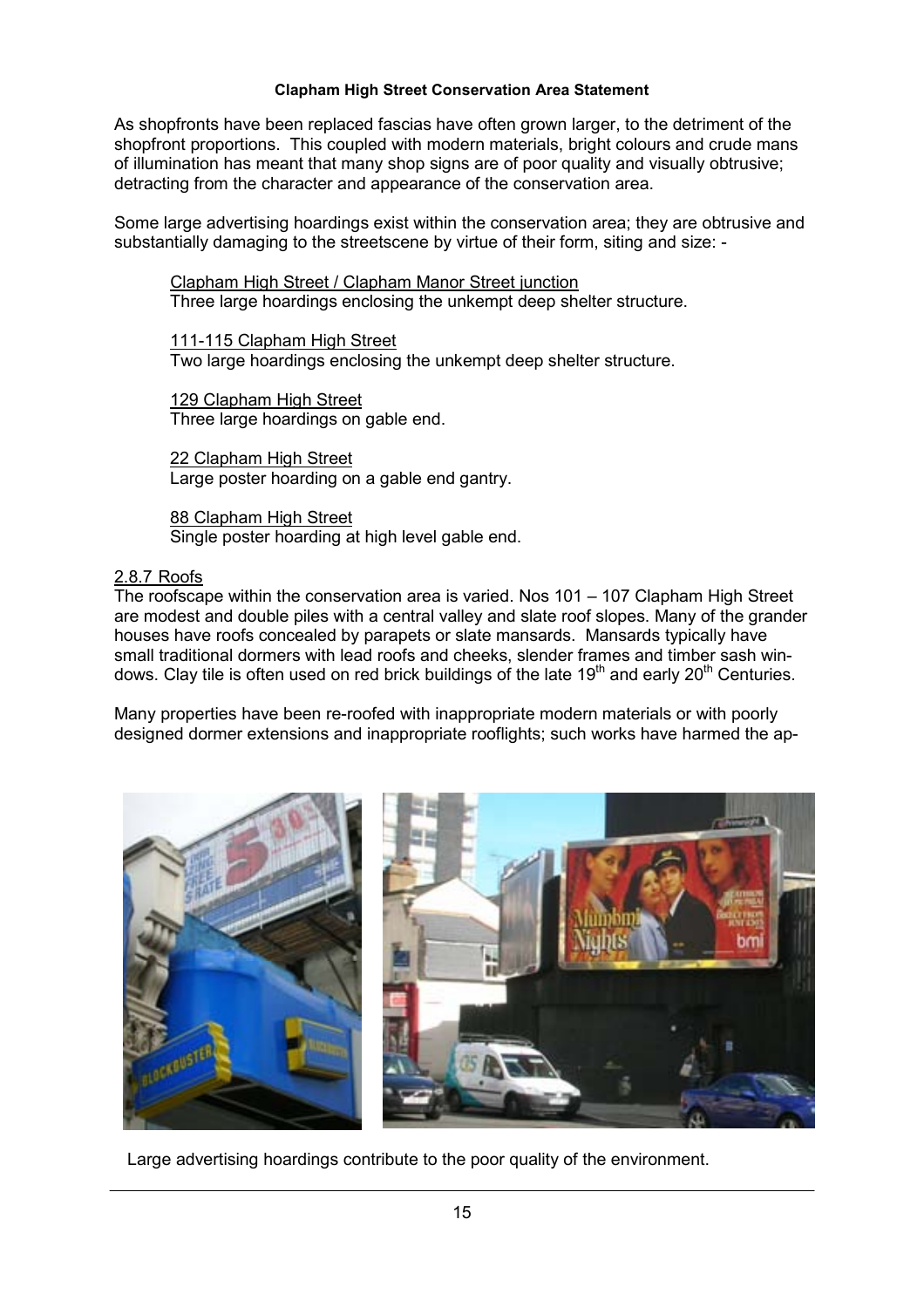As shopfronts have been replaced fascias have often grown larger, to the detriment of the shopfront proportions. This coupled with modern materials, bright colours and crude mans of illumination has meant that many shop signs are of poor quality and visually obtrusive; detracting from the character and appearance of the conservation area.

Some large advertising hoardings exist within the conservation area; they are obtrusive and substantially damaging to the streetscene by virtue of their form, siting and size: -

Clapham High Street / Clapham Manor Street junction
Three large hoardings enclosing the unkempt deep shelter structure.

111-115 Clapham High Street
Two large hoardings enclosing the unkempt deep shelter structure.

129 Clapham High Street
Three large hoardings on gable end.

22 Clapham High Street
Large poster hoarding on a gable end gantry.

88 Clapham High Street
Single poster hoarding at high level gable end.

### 2.8.7 Roofs

The roofscape within the conservation area is varied. Nos 101 – 107 Clapham High Street are modest and double piles with a central valley and slate roof slopes. Many of the grander houses have roofs concealed by parapets or slate mansards. Mansards typically have small traditional dormers with lead roofs and cheeks, slender frames and timber sash windows. Clay tile is often used on red brick buildings of the late 19th and early 20th Centuries.

Many properties have been re-roofed with inappropriate modern materials or with poorly designed dormer extensions and inappropriate rooflights; such works have harmed the ap-

Large advertising hoardings contribute to the poor quality of the environment.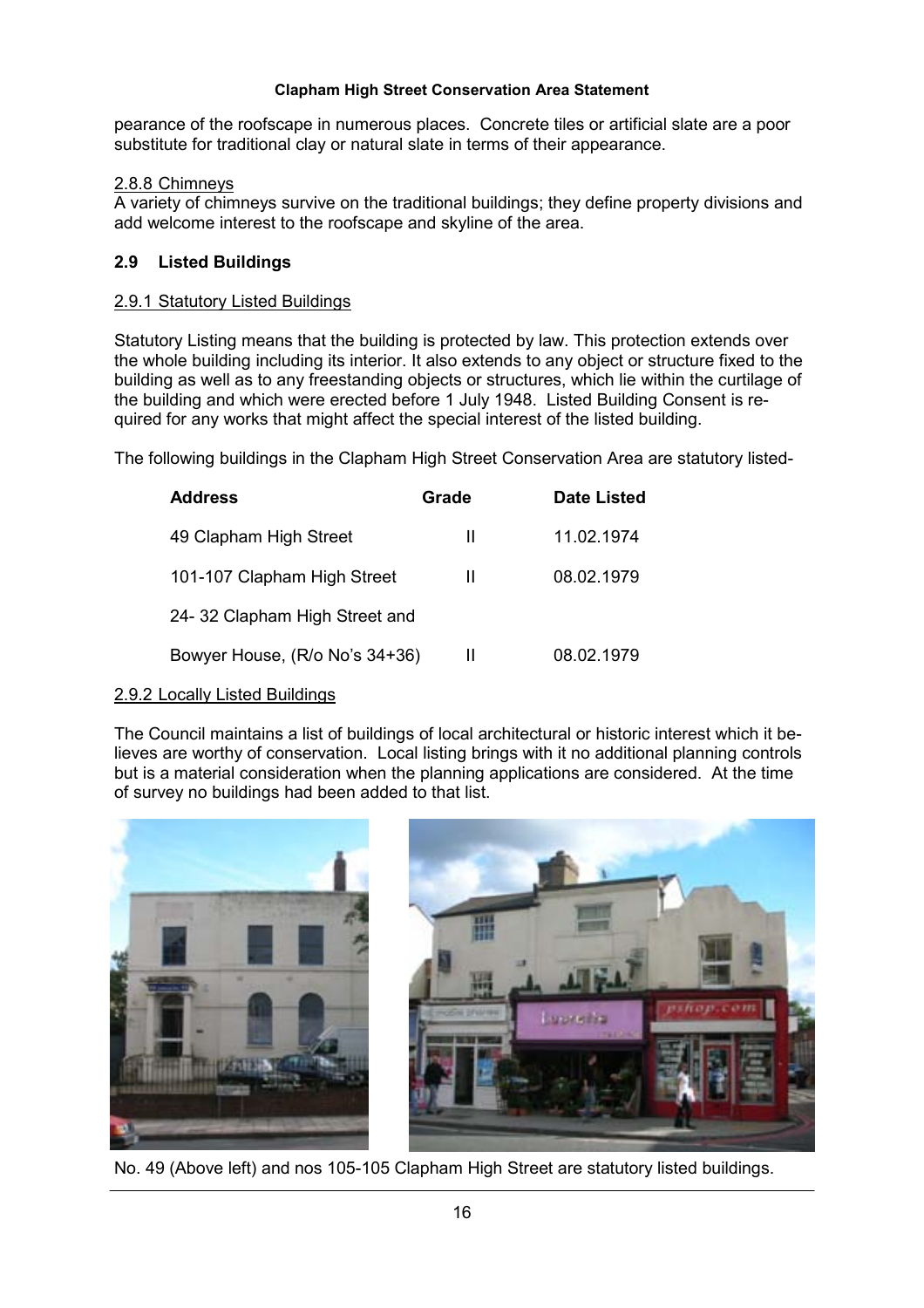pearance of the roofscape in numerous places. Concrete tiles or artificial slate are a poor substitute for traditional clay or natural slate in terms of their appearance.

2.8.8 Chimneys

A variety of chimneys survive on the traditional buildings; they define property divisions and add welcome interest to the roofscape and skyline of the area.

## 2.9 Listed Buildings

2.9.1 Statutory Listed Buildings

Statutory Listing means that the building is protected by law. This protection extends over the whole building including its interior. It also extends to any object or structure fixed to the building as well as to any freestanding objects or structures, which lie within the curtilage of the building and which were erected before 1 July 1948. Listed Building Consent is required for any works that might affect the special interest of the listed building.

The following buildings in the Clapham High Street Conservation Area are statutory listed-

| Address | Grade | Date Listed |
|---|---|---|
| 49 Clapham High Street | II | 11.02.1974 |
| 101-107 Clapham High Street | II | 08.02.1979 |
| 24- 32 Clapham High Street and Bowyer House, (R/o No's 34+36) | II | 08.02.1979 |

2.9.2 Locally Listed Buildings

The Council maintains a list of buildings of local architectural or historic interest which it believes are worthy of conservation. Local listing brings with it no additional planning controls but is a material consideration when the planning applications are considered. At the time of survey no buildings had been added to that list.

No. 49 (Above left) and nos 105-105 Clapham High Street are statutory listed buildings.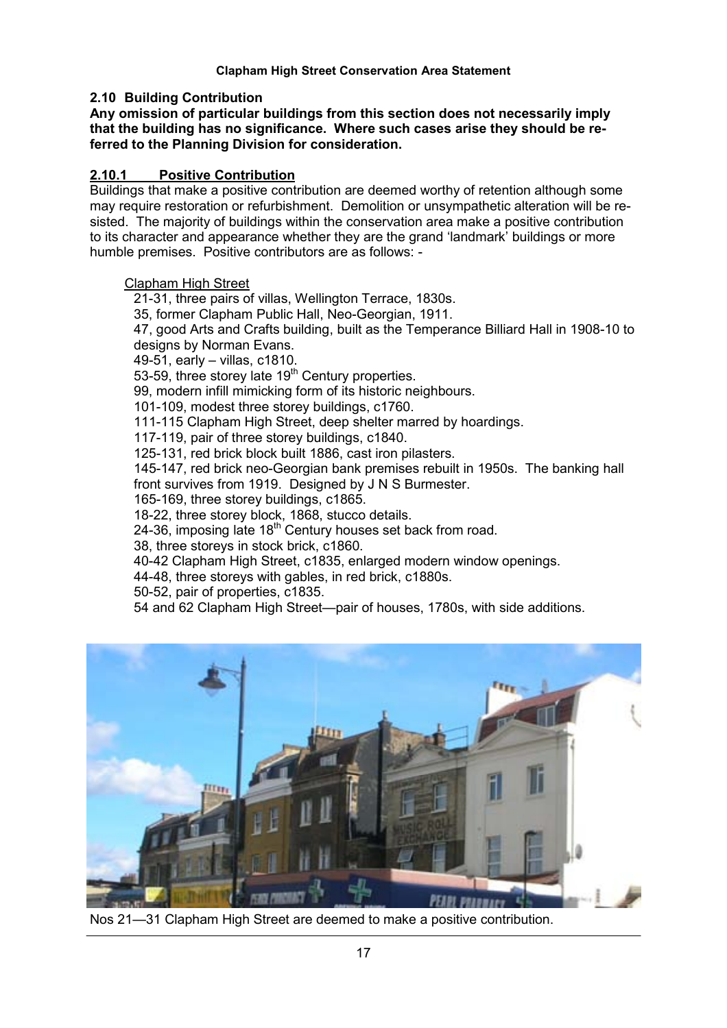## 2.10 Building Contribution

**Any omission of particular buildings from this section does not necessarily imply that the building has no significance. Where such cases arise they should be referred to the Planning Division for consideration.**

### 2.10.1 Positive Contribution

Buildings that make a positive contribution are deemed worthy of retention although some may require restoration or refurbishment. Demolition or unsympathetic alteration will be resisted. The majority of buildings within the conservation area make a positive contribution to its character and appearance whether they are the grand 'landmark' buildings or more humble premises. Positive contributors are as follows: -

Clapham High Street

- 21-31, three pairs of villas, Wellington Terrace, 1830s.
- 35, former Clapham Public Hall, Neo-Georgian, 1911.
- 47, good Arts and Crafts building, built as the Temperance Billiard Hall in 1908-10 to designs by Norman Evans.
- 49-51, early – villas, c1810.
- 53-59, three storey late 19th Century properties.
- 99, modern infill mimicking form of its historic neighbours.
- 101-109, modest three storey buildings, c1760.
- 111-115 Clapham High Street, deep shelter marred by hoardings.
- 117-119, pair of three storey buildings, c1840.
- 125-131, red brick block built 1886, cast iron pilasters.
- 145-147, red brick neo-Georgian bank premises rebuilt in 1950s. The banking hall front survives from 1919. Designed by J N S Burmester.
- 165-169, three storey buildings, c1865.
- 18-22, three storey block, 1868, stucco details.
- 24-36, imposing late 18th Century houses set back from road.
- 38, three storeys in stock brick, c1860.
- 40-42 Clapham High Street, c1835, enlarged modern window openings.
- 44-48, three storeys with gables, in red brick, c1880s.
- 50-52, pair of properties, c1835.
- 54 and 62 Clapham High Street—pair of houses, 1780s, with side additions.

Nos 21—31 Clapham High Street are deemed to make a positive contribution.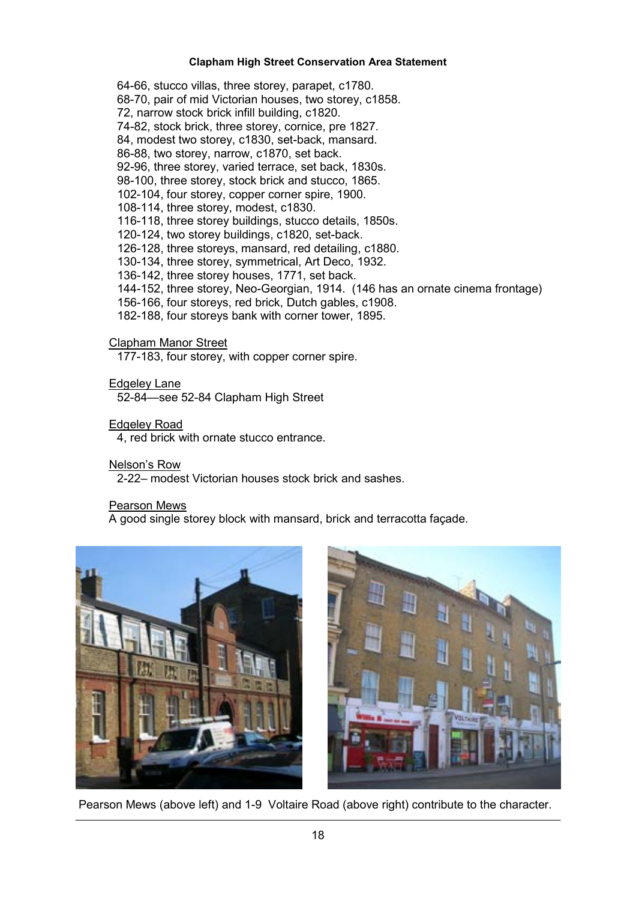64-66, stucco villas, three storey, parapet, c1780.
68-70, pair of mid Victorian houses, two storey, c1858.
72, narrow stock brick infill building, c1820.
74-82, stock brick, three storey, cornice, pre 1827.
84, modest two storey, c1830, set-back, mansard.
86-88, two storey, narrow, c1870, set back.
92-96, three storey, varied terrace, set back, 1830s.
98-100, three storey, stock brick and stucco, 1865.
102-104, four storey, copper corner spire, 1900.
108-114, three storey, modest, c1830.
116-118, three storey buildings, stucco details, 1850s.
120-124, two storey buildings, c1820, set-back.
126-128, three storeys, mansard, red detailing, c1880.
130-134, three storey, symmetrical, Art Deco, 1932.
136-142, three storey houses, 1771, set back.
144-152, three storey, Neo-Georgian, 1914. (146 has an ornate cinema frontage)
156-166, four storeys, red brick, Dutch gables, c1908.
182-188, four storeys bank with corner tower, 1895.

<u>Clapham Manor Street</u>
177-183, four storey, with copper corner spire.

<u>Edgeley Lane</u>
52-84—see 52-84 Clapham High Street

<u>Edgeley Road</u>
4, red brick with ornate stucco entrance.

<u>Nelson's Row</u>
2-22– modest Victorian houses stock brick and sashes.

<u>Pearson Mews</u>
A good single storey block with mansard, brick and terracotta façade.

Pearson Mews (above left) and 1-9 Voltaire Road (above right) contribute to the character.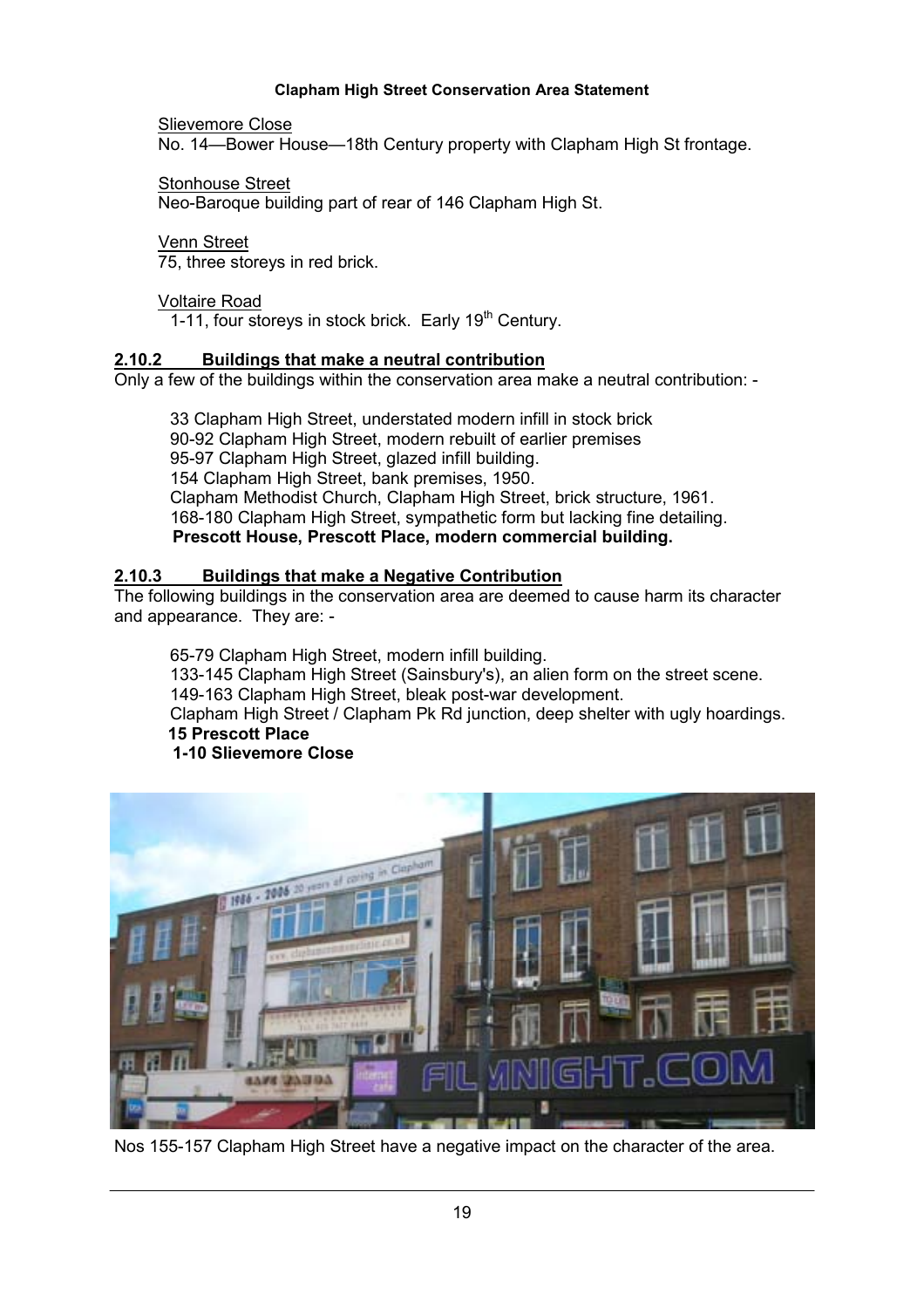Slievemore Close

No. 14—Bower House—18th Century property with Clapham High St frontage.

Stonhouse Street

Neo-Baroque building part of rear of 146 Clapham High St.

Venn Street

75, three storeys in red brick.

Voltaire Road

1-11, four storeys in stock brick. Early 19th Century.

### 2.10.2 Buildings that make a neutral contribution

Only a few of the buildings within the conservation area make a neutral contribution: -

33 Clapham High Street, understated modern infill in stock brick
90-92 Clapham High Street, modern rebuilt of earlier premises
95-97 Clapham High Street, glazed infill building.
154 Clapham High Street, bank premises, 1950.
Clapham Methodist Church, Clapham High Street, brick structure, 1961.
168-180 Clapham High Street, sympathetic form but lacking fine detailing.
**Prescott House, Prescott Place, modern commercial building.**

### 2.10.3 Buildings that make a Negative Contribution

The following buildings in the conservation area are deemed to cause harm its character and appearance. They are: -

65-79 Clapham High Street, modern infill building.
133-145 Clapham High Street (Sainsbury's), an alien form on the street scene.
149-163 Clapham High Street, bleak post-war development.
Clapham High Street / Clapham Pk Rd junction, deep shelter with ugly hoardings.
**15 Prescott Place**
**1-10 Slievemore Close**

Nos 155-157 Clapham High Street have a negative impact on the character of the area.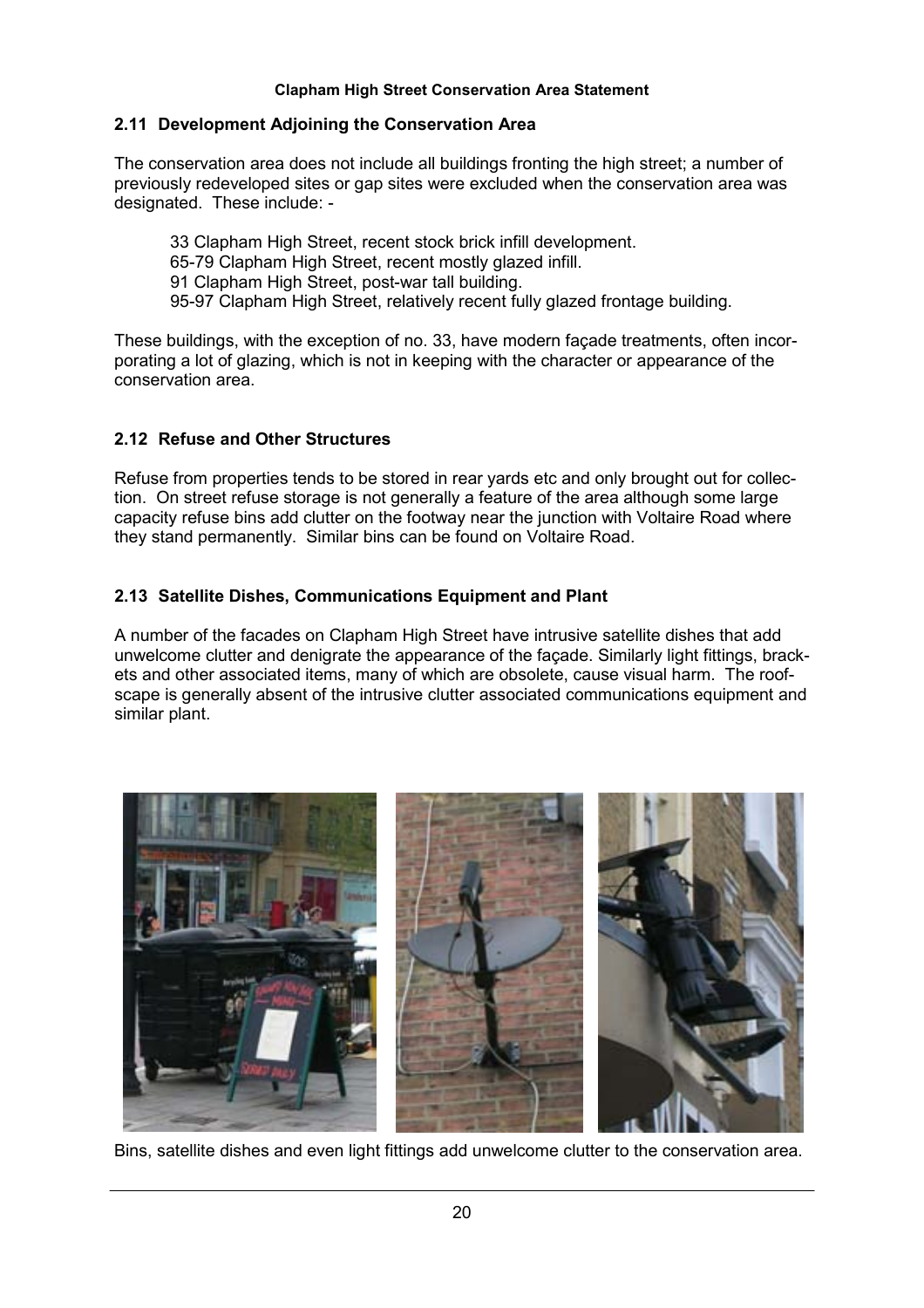## 2.11 Development Adjoining the Conservation Area

The conservation area does not include all buildings fronting the high street; a number of previously redeveloped sites or gap sites were excluded when the conservation area was designated. These include: -

33 Clapham High Street, recent stock brick infill development.
65-79 Clapham High Street, recent mostly glazed infill.
91 Clapham High Street, post-war tall building.
95-97 Clapham High Street, relatively recent fully glazed frontage building.

These buildings, with the exception of no. 33, have modern façade treatments, often incorporating a lot of glazing, which is not in keeping with the character or appearance of the conservation area.

## 2.12 Refuse and Other Structures

Refuse from properties tends to be stored in rear yards etc and only brought out for collection. On street refuse storage is not generally a feature of the area although some large capacity refuse bins add clutter on the footway near the junction with Voltaire Road where they stand permanently. Similar bins can be found on Voltaire Road.

## 2.13 Satellite Dishes, Communications Equipment and Plant

A number of the facades on Clapham High Street have intrusive satellite dishes that add unwelcome clutter and denigrate the appearance of the façade. Similarly light fittings, brackets and other associated items, many of which are obsolete, cause visual harm. The roofscape is generally absent of the intrusive clutter associated communications equipment and similar plant.

Bins, satellite dishes and even light fittings add unwelcome clutter to the conservation area.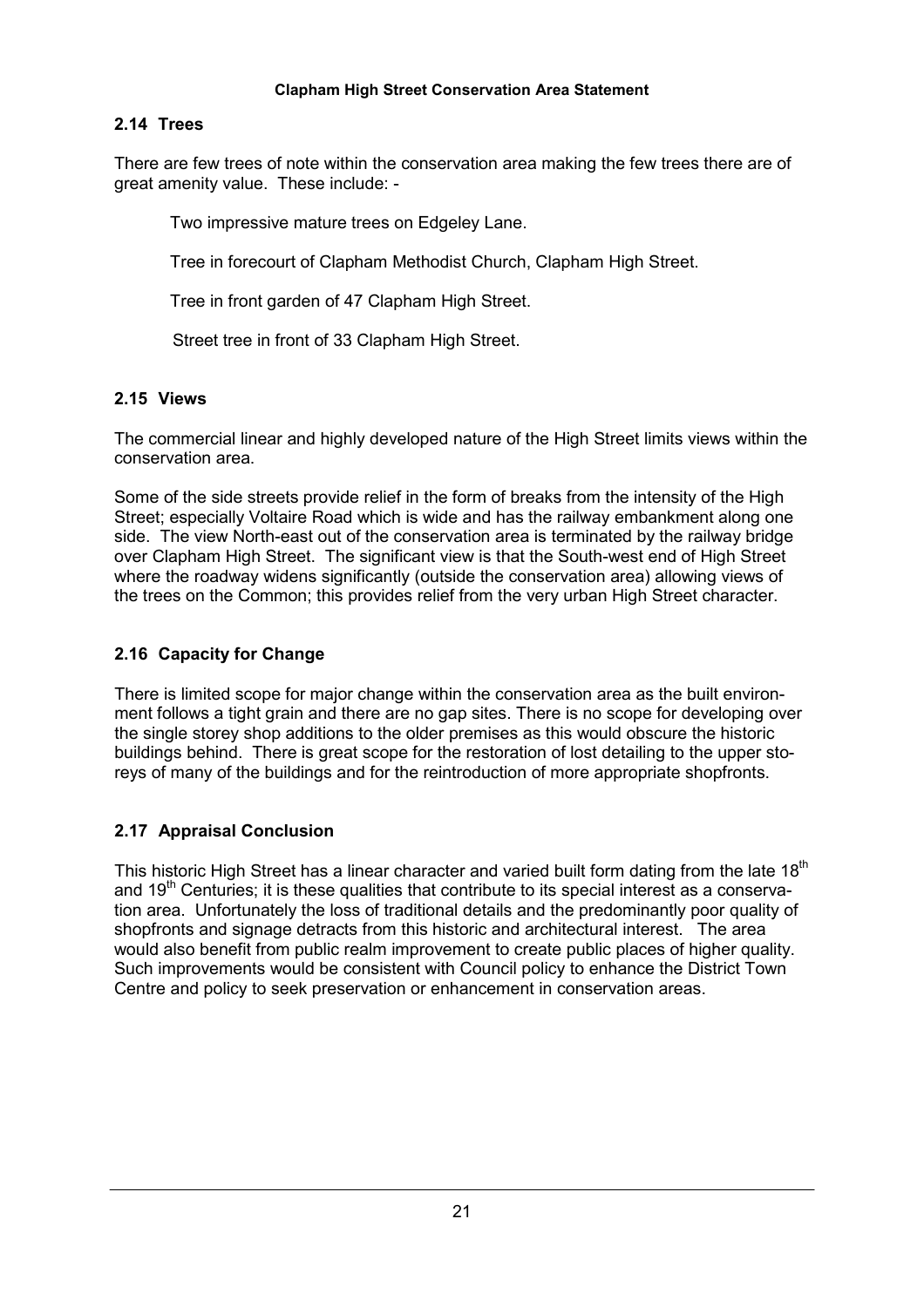## 2.14 Trees

There are few trees of note within the conservation area making the few trees there are of great amenity value. These include: -

Two impressive mature trees on Edgeley Lane.

Tree in forecourt of Clapham Methodist Church, Clapham High Street.

Tree in front garden of 47 Clapham High Street.

Street tree in front of 33 Clapham High Street.

## 2.15 Views

The commercial linear and highly developed nature of the High Street limits views within the conservation area.

Some of the side streets provide relief in the form of breaks from the intensity of the High Street; especially Voltaire Road which is wide and has the railway embankment along one side. The view North-east out of the conservation area is terminated by the railway bridge over Clapham High Street. The significant view is that the South-west end of High Street where the roadway widens significantly (outside the conservation area) allowing views of the trees on the Common; this provides relief from the very urban High Street character.

## 2.16 Capacity for Change

There is limited scope for major change within the conservation area as the built environment follows a tight grain and there are no gap sites. There is no scope for developing over the single storey shop additions to the older premises as this would obscure the historic buildings behind. There is great scope for the restoration of lost detailing to the upper storeys of many of the buildings and for the reintroduction of more appropriate shopfronts.

## 2.17 Appraisal Conclusion

This historic High Street has a linear character and varied built form dating from the late 18th and 19th Centuries; it is these qualities that contribute to its special interest as a conservation area. Unfortunately the loss of traditional details and the predominantly poor quality of shopfronts and signage detracts from this historic and architectural interest. The area would also benefit from public realm improvement to create public places of higher quality. Such improvements would be consistent with Council policy to enhance the District Town Centre and policy to seek preservation or enhancement in conservation areas.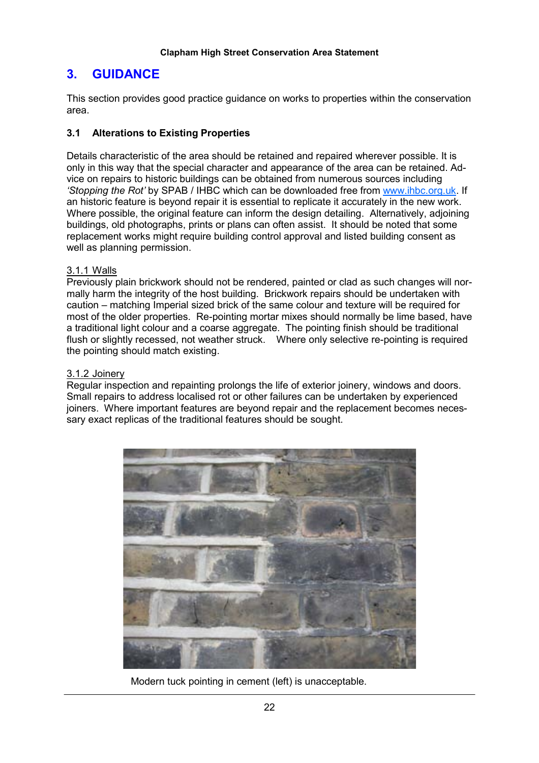# 3. GUIDANCE

This section provides good practice guidance on works to properties within the conservation area.

### 3.1 Alterations to Existing Properties

Details characteristic of the area should be retained and repaired wherever possible. It is only in this way that the special character and appearance of the area can be retained. Advice on repairs to historic buildings can be obtained from numerous sources including *'Stopping the Rot'* by SPAB / IHBC which can be downloaded free from www.ihbc.org.uk. If an historic feature is beyond repair it is essential to replicate it accurately in the new work. Where possible, the original feature can inform the design detailing. Alternatively, adjoining buildings, old photographs, prints or plans can often assist. It should be noted that some replacement works might require building control approval and listed building consent as well as planning permission.

#### 3.1.1 Walls

Previously plain brickwork should not be rendered, painted or clad as such changes will normally harm the integrity of the host building. Brickwork repairs should be undertaken with caution – matching Imperial sized brick of the same colour and texture will be required for most of the older properties. Re-pointing mortar mixes should normally be lime based, have a traditional light colour and a coarse aggregate. The pointing finish should be traditional flush or slightly recessed, not weather struck. Where only selective re-pointing is required the pointing should match existing.

#### 3.1.2 Joinery

Regular inspection and repainting prolongs the life of exterior joinery, windows and doors. Small repairs to address localised rot or other failures can be undertaken by experienced joiners. Where important features are beyond repair and the replacement becomes necessary exact replicas of the traditional features should be sought.

Modern tuck pointing in cement (left) is unacceptable.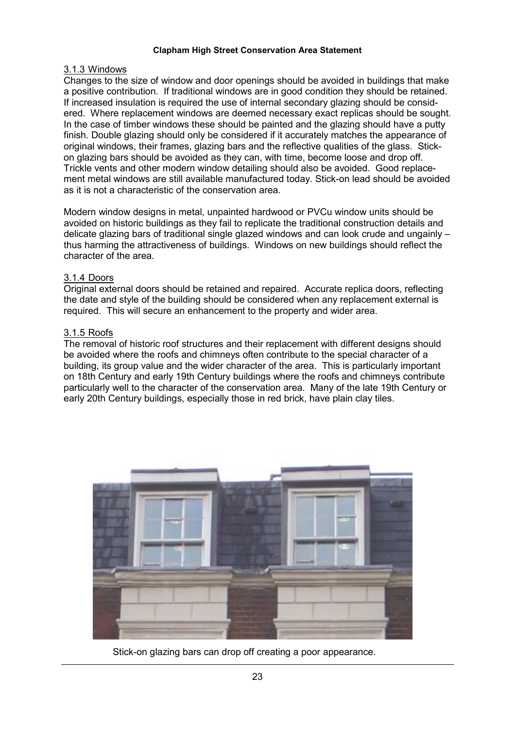### 3.1.3 Windows

Changes to the size of window and door openings should be avoided in buildings that make a positive contribution. If traditional windows are in good condition they should be retained. If increased insulation is required the use of internal secondary glazing should be considered. Where replacement windows are deemed necessary exact replicas should be sought. In the case of timber windows these should be painted and the glazing should have a putty finish. Double glazing should only be considered if it accurately matches the appearance of original windows, their frames, glazing bars and the reflective qualities of the glass. Stick-on glazing bars should be avoided as they can, with time, become loose and drop off. Trickle vents and other modern window detailing should also be avoided. Good replacement metal windows are still available manufactured today. Stick-on lead should be avoided as it is not a characteristic of the conservation area.

Modern window designs in metal, unpainted hardwood or PVCu window units should be avoided on historic buildings as they fail to replicate the traditional construction details and delicate glazing bars of traditional single glazed windows and can look crude and ungainly – thus harming the attractiveness of buildings. Windows on new buildings should reflect the character of the area.

### 3.1.4 Doors

Original external doors should be retained and repaired. Accurate replica doors, reflecting the date and style of the building should be considered when any replacement external is required. This will secure an enhancement to the property and wider area.

### 3.1.5 Roofs

The removal of historic roof structures and their replacement with different designs should be avoided where the roofs and chimneys often contribute to the special character of a building, its group value and the wider character of the area. This is particularly important on 18th Century and early 19th Century buildings where the roofs and chimneys contribute particularly well to the character of the conservation area. Many of the late 19th Century or early 20th Century buildings, especially those in red brick, have plain clay tiles.

Stick-on glazing bars can drop off creating a poor appearance.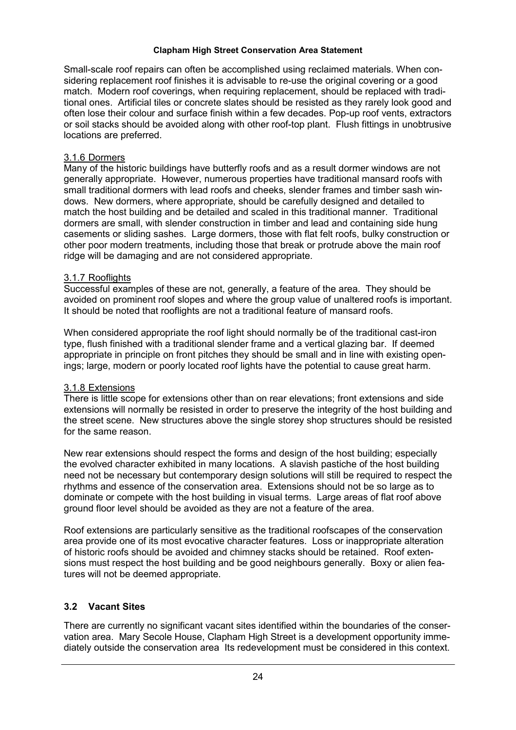Small-scale roof repairs can often be accomplished using reclaimed materials. When considering replacement roof finishes it is advisable to re-use the original covering or a good match. Modern roof coverings, when requiring replacement, should be replaced with traditional ones. Artificial tiles or concrete slates should be resisted as they rarely look good and often lose their colour and surface finish within a few decades. Pop-up roof vents, extractors or soil stacks should be avoided along with other roof-top plant. Flush fittings in unobtrusive locations are preferred.

### 3.1.6 Dormers

Many of the historic buildings have butterfly roofs and as a result dormer windows are not generally appropriate. However, numerous properties have traditional mansard roofs with small traditional dormers with lead roofs and cheeks, slender frames and timber sash windows. New dormers, where appropriate, should be carefully designed and detailed to match the host building and be detailed and scaled in this traditional manner. Traditional dormers are small, with slender construction in timber and lead and containing side hung casements or sliding sashes. Large dormers, those with flat felt roofs, bulky construction or other poor modern treatments, including those that break or protrude above the main roof ridge will be damaging and are not considered appropriate.

### 3.1.7 Rooflights

Successful examples of these are not, generally, a feature of the area. They should be avoided on prominent roof slopes and where the group value of unaltered roofs is important. It should be noted that rooflights are not a traditional feature of mansard roofs.

When considered appropriate the roof light should normally be of the traditional cast-iron type, flush finished with a traditional slender frame and a vertical glazing bar. If deemed appropriate in principle on front pitches they should be small and in line with existing openings; large, modern or poorly located roof lights have the potential to cause great harm.

### 3.1.8 Extensions

There is little scope for extensions other than on rear elevations; front extensions and side extensions will normally be resisted in order to preserve the integrity of the host building and the street scene. New structures above the single storey shop structures should be resisted for the same reason.

New rear extensions should respect the forms and design of the host building; especially the evolved character exhibited in many locations. A slavish pastiche of the host building need not be necessary but contemporary design solutions will still be required to respect the rhythms and essence of the conservation area. Extensions should not be so large as to dominate or compete with the host building in visual terms. Large areas of flat roof above ground floor level should be avoided as they are not a feature of the area.

Roof extensions are particularly sensitive as the traditional roofscapes of the conservation area provide one of its most evocative character features. Loss or inappropriate alteration of historic roofs should be avoided and chimney stacks should be retained. Roof extensions must respect the host building and be good neighbours generally. Boxy or alien features will not be deemed appropriate.

## 3.2 Vacant Sites

There are currently no significant vacant sites identified within the boundaries of the conservation area. Mary Secole House, Clapham High Street is a development opportunity immediately outside the conservation area Its redevelopment must be considered in this context.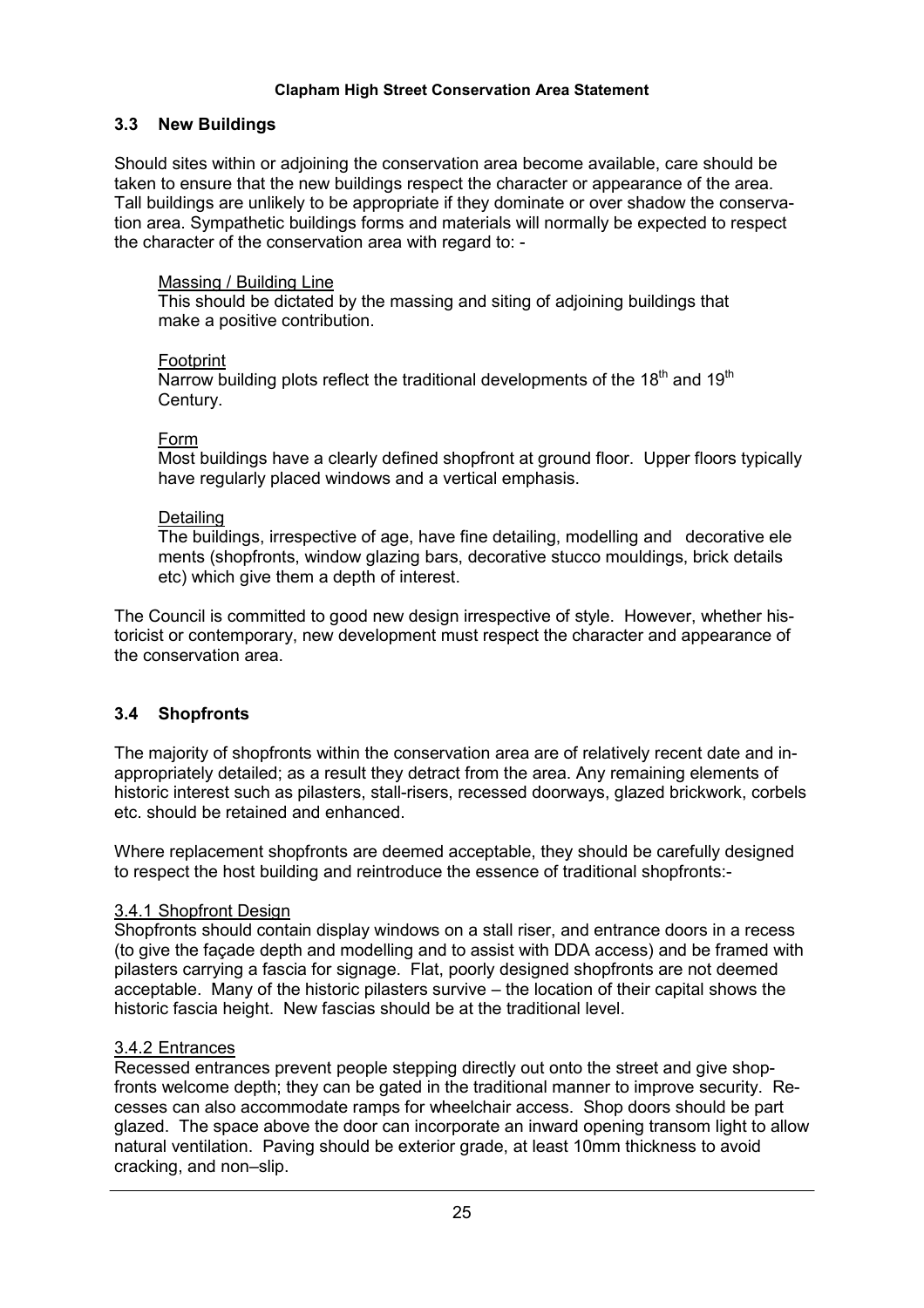## 3.3 New Buildings

Should sites within or adjoining the conservation area become available, care should be taken to ensure that the new buildings respect the character or appearance of the area. Tall buildings are unlikely to be appropriate if they dominate or over shadow the conservation area. Sympathetic buildings forms and materials will normally be expected to respect the character of the conservation area with regard to: -

Massing / Building Line
This should be dictated by the massing and siting of adjoining buildings that make a positive contribution.

Footprint
Narrow building plots reflect the traditional developments of the 18th and 19th Century.

Form
Most buildings have a clearly defined shopfront at ground floor. Upper floors typically have regularly placed windows and a vertical emphasis.

Detailing
The buildings, irrespective of age, have fine detailing, modelling and decorative elements (shopfronts, window glazing bars, decorative stucco mouldings, brick details etc) which give them a depth of interest.

The Council is committed to good new design irrespective of style. However, whether historicist or contemporary, new development must respect the character and appearance of the conservation area.

## 3.4 Shopfronts

The majority of shopfronts within the conservation area are of relatively recent date and inappropriately detailed; as a result they detract from the area. Any remaining elements of historic interest such as pilasters, stall-risers, recessed doorways, glazed brickwork, corbels etc. should be retained and enhanced.

Where replacement shopfronts are deemed acceptable, they should be carefully designed to respect the host building and reintroduce the essence of traditional shopfronts:-

### 3.4.1 Shopfront Design

Shopfronts should contain display windows on a stall riser, and entrance doors in a recess (to give the façade depth and modelling and to assist with DDA access) and be framed with pilasters carrying a fascia for signage. Flat, poorly designed shopfronts are not deemed acceptable. Many of the historic pilasters survive – the location of their capital shows the historic fascia height. New fascias should be at the traditional level.

### 3.4.2 Entrances

Recessed entrances prevent people stepping directly out onto the street and give shopfronts welcome depth; they can be gated in the traditional manner to improve security. Recesses can also accommodate ramps for wheelchair access. Shop doors should be part glazed. The space above the door can incorporate an inward opening transom light to allow natural ventilation. Paving should be exterior grade, at least 10mm thickness to avoid cracking, and non–slip.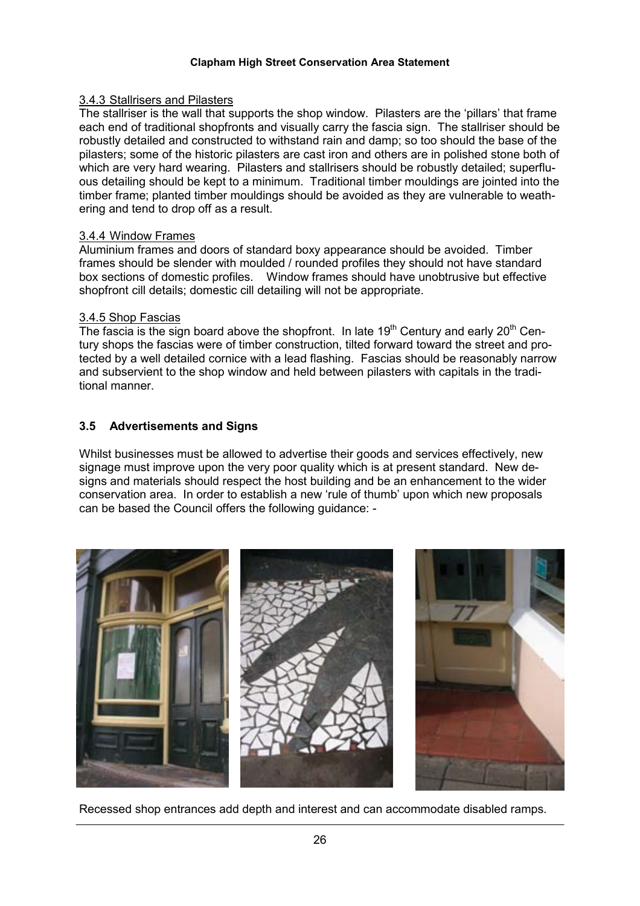### 3.4.3 Stallrisers and Pilasters

The stallriser is the wall that supports the shop window. Pilasters are the 'pillars' that frame each end of traditional shopfronts and visually carry the fascia sign. The stallriser should be robustly detailed and constructed to withstand rain and damp; so too should the base of the pilasters; some of the historic pilasters are cast iron and others are in polished stone both of which are very hard wearing. Pilasters and stallrisers should be robustly detailed; superfluous detailing should be kept to a minimum. Traditional timber mouldings are jointed into the timber frame; planted timber mouldings should be avoided as they are vulnerable to weathering and tend to drop off as a result.

### 3.4.4 Window Frames

Aluminium frames and doors of standard boxy appearance should be avoided. Timber frames should be slender with moulded / rounded profiles they should not have standard box sections of domestic profiles. Window frames should have unobtrusive but effective shopfront cill details; domestic cill detailing will not be appropriate.

### 3.4.5 Shop Fascias

The fascia is the sign board above the shopfront. In late 19th Century and early 20th Century shops the fascias were of timber construction, tilted forward toward the street and protected by a well detailed cornice with a lead flashing. Fascias should be reasonably narrow and subservient to the shop window and held between pilasters with capitals in the traditional manner.

## 3.5 Advertisements and Signs

Whilst businesses must be allowed to advertise their goods and services effectively, new signage must improve upon the very poor quality which is at present standard. New designs and materials should respect the host building and be an enhancement to the wider conservation area. In order to establish a new 'rule of thumb' upon which new proposals can be based the Council offers the following guidance: -

Recessed shop entrances add depth and interest and can accommodate disabled ramps.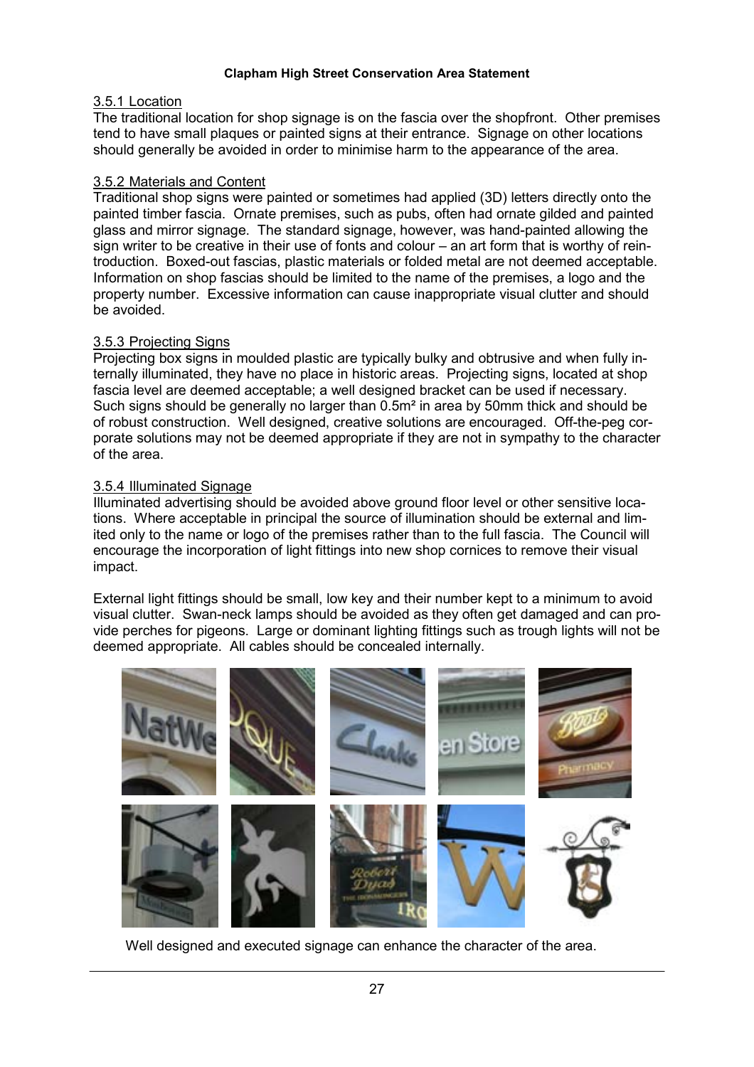### 3.5.1 Location

The traditional location for shop signage is on the fascia over the shopfront. Other premises tend to have small plaques or painted signs at their entrance. Signage on other locations should generally be avoided in order to minimise harm to the appearance of the area.

### 3.5.2 Materials and Content

Traditional shop signs were painted or sometimes had applied (3D) letters directly onto the painted timber fascia. Ornate premises, such as pubs, often had ornate gilded and painted glass and mirror signage. The standard signage, however, was hand-painted allowing the sign writer to be creative in their use of fonts and colour – an art form that is worthy of reintroduction. Boxed-out fascias, plastic materials or folded metal are not deemed acceptable. Information on shop fascias should be limited to the name of the premises, a logo and the property number. Excessive information can cause inappropriate visual clutter and should be avoided.

### 3.5.3 Projecting Signs

Projecting box signs in moulded plastic are typically bulky and obtrusive and when fully internally illuminated, they have no place in historic areas. Projecting signs, located at shop fascia level are deemed acceptable; a well designed bracket can be used if necessary. Such signs should be generally no larger than 0.5m² in area by 50mm thick and should be of robust construction. Well designed, creative solutions are encouraged. Off-the-peg corporate solutions may not be deemed appropriate if they are not in sympathy to the character of the area.

### 3.5.4 Illuminated Signage

Illuminated advertising should be avoided above ground floor level or other sensitive locations. Where acceptable in principal the source of illumination should be external and limited only to the name or logo of the premises rather than to the full fascia. The Council will encourage the incorporation of light fittings into new shop cornices to remove their visual impact.

External light fittings should be small, low key and their number kept to a minimum to avoid visual clutter. Swan-neck lamps should be avoided as they often get damaged and can provide perches for pigeons. Large or dominant lighting fittings such as trough lights will not be deemed appropriate. All cables should be concealed internally.

Well designed and executed signage can enhance the character of the area.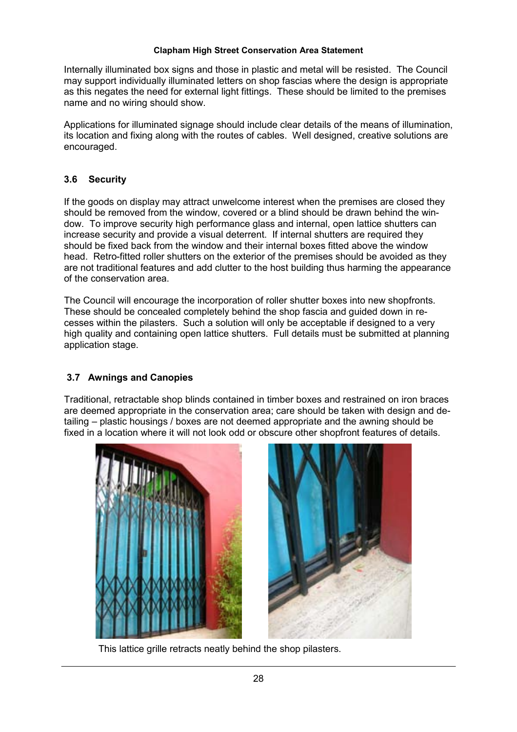Internally illuminated box signs and those in plastic and metal will be resisted. The Council may support individually illuminated letters on shop fascias where the design is appropriate as this negates the need for external light fittings. These should be limited to the premises name and no wiring should show.

Applications for illuminated signage should include clear details of the means of illumination, its location and fixing along with the routes of cables. Well designed, creative solutions are encouraged.

### 3.6 Security

If the goods on display may attract unwelcome interest when the premises are closed they should be removed from the window, covered or a blind should be drawn behind the window. To improve security high performance glass and internal, open lattice shutters can increase security and provide a visual deterrent. If internal shutters are required they should be fixed back from the window and their internal boxes fitted above the window head. Retro-fitted roller shutters on the exterior of the premises should be avoided as they are not traditional features and add clutter to the host building thus harming the appearance of the conservation area.

The Council will encourage the incorporation of roller shutter boxes into new shopfronts. These should be concealed completely behind the shop fascia and guided down in recesses within the pilasters. Such a solution will only be acceptable if designed to a very high quality and containing open lattice shutters. Full details must be submitted at planning application stage.

### 3.7 Awnings and Canopies

Traditional, retractable shop blinds contained in timber boxes and restrained on iron braces are deemed appropriate in the conservation area; care should be taken with design and detailing – plastic housings / boxes are not deemed appropriate and the awning should be fixed in a location where it will not look odd or obscure other shopfront features of details.

This lattice grille retracts neatly behind the shop pilasters.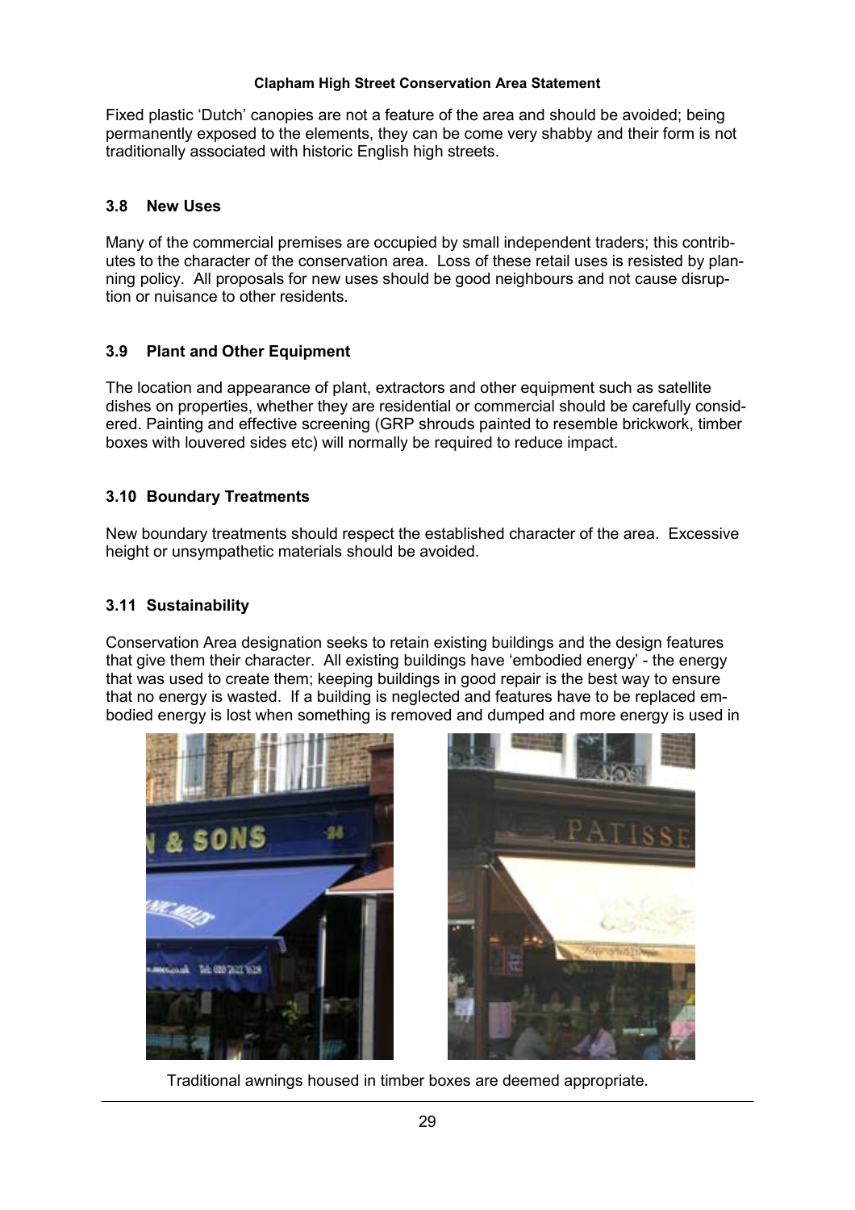Fixed plastic 'Dutch' canopies are not a feature of the area and should be avoided; being permanently exposed to the elements, they can be come very shabby and their form is not traditionally associated with historic English high streets.

### 3.8 New Uses

Many of the commercial premises are occupied by small independent traders; this contributes to the character of the conservation area. Loss of these retail uses is resisted by planning policy. All proposals for new uses should be good neighbours and not cause disruption or nuisance to other residents.

### 3.9 Plant and Other Equipment

The location and appearance of plant, extractors and other equipment such as satellite dishes on properties, whether they are residential or commercial should be carefully considered. Painting and effective screening (GRP shrouds painted to resemble brickwork, timber boxes with louvered sides etc) will normally be required to reduce impact.

### 3.10 Boundary Treatments

New boundary treatments should respect the established character of the area. Excessive height or unsympathetic materials should be avoided.

### 3.11 Sustainability

Conservation Area designation seeks to retain existing buildings and the design features that give them their character. All existing buildings have 'embodied energy' - the energy that was used to create them; keeping buildings in good repair is the best way to ensure that no energy is wasted. If a building is neglected and features have to be replaced embodied energy is lost when something is removed and dumped and more energy is used in

Traditional awnings housed in timber boxes are deemed appropriate.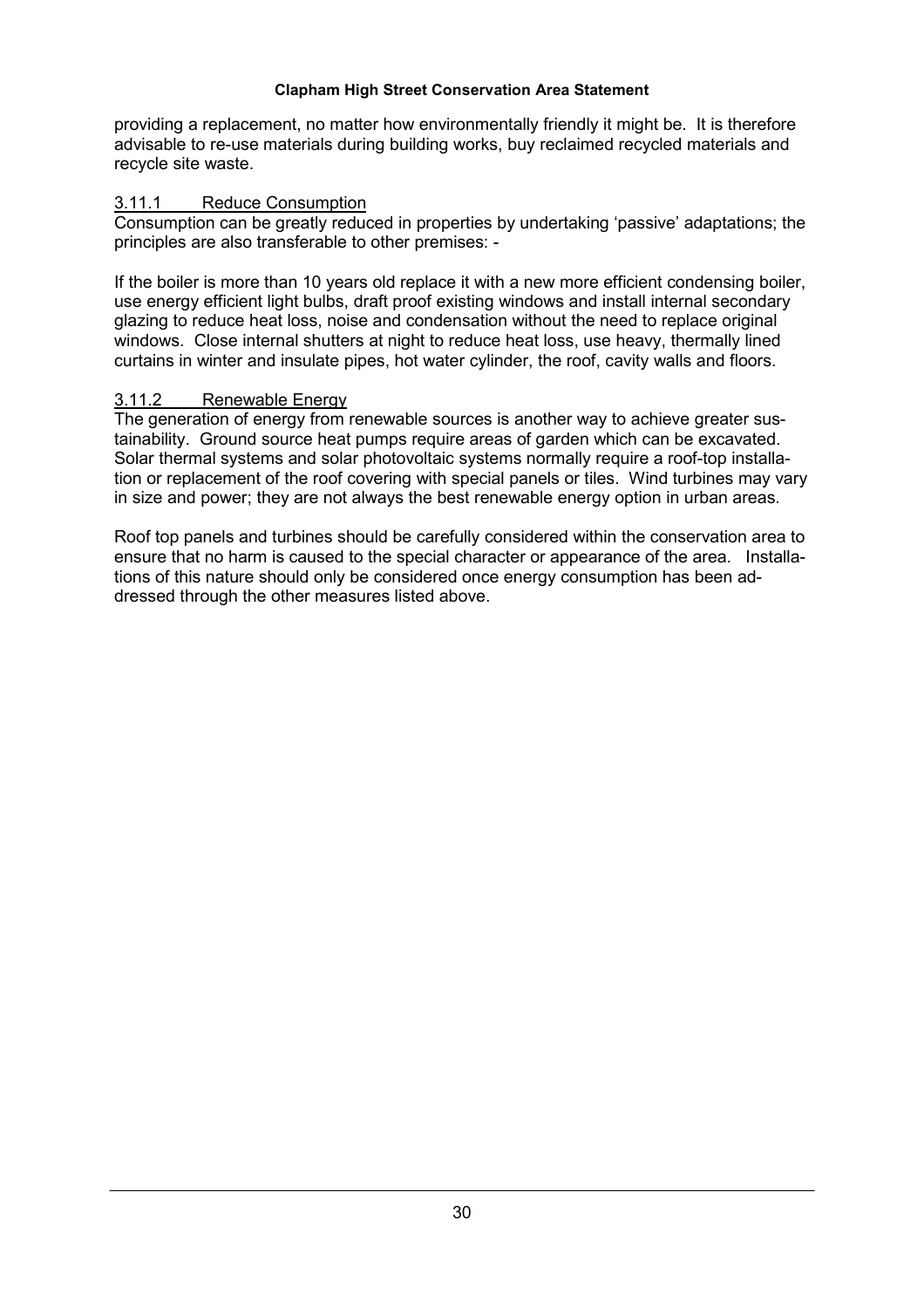providing a replacement, no matter how environmentally friendly it might be. It is therefore advisable to re-use materials during building works, buy reclaimed recycled materials and recycle site waste.

### 3.11.1 Reduce Consumption

Consumption can be greatly reduced in properties by undertaking 'passive' adaptations; the principles are also transferable to other premises: -

If the boiler is more than 10 years old replace it with a new more efficient condensing boiler, use energy efficient light bulbs, draft proof existing windows and install internal secondary glazing to reduce heat loss, noise and condensation without the need to replace original windows. Close internal shutters at night to reduce heat loss, use heavy, thermally lined curtains in winter and insulate pipes, hot water cylinder, the roof, cavity walls and floors.

### 3.11.2 Renewable Energy

The generation of energy from renewable sources is another way to achieve greater sustainability. Ground source heat pumps require areas of garden which can be excavated. Solar thermal systems and solar photovoltaic systems normally require a roof-top installation or replacement of the roof covering with special panels or tiles. Wind turbines may vary in size and power; they are not always the best renewable energy option in urban areas.

Roof top panels and turbines should be carefully considered within the conservation area to ensure that no harm is caused to the special character or appearance of the area. Installations of this nature should only be considered once energy consumption has been addressed through the other measures listed above.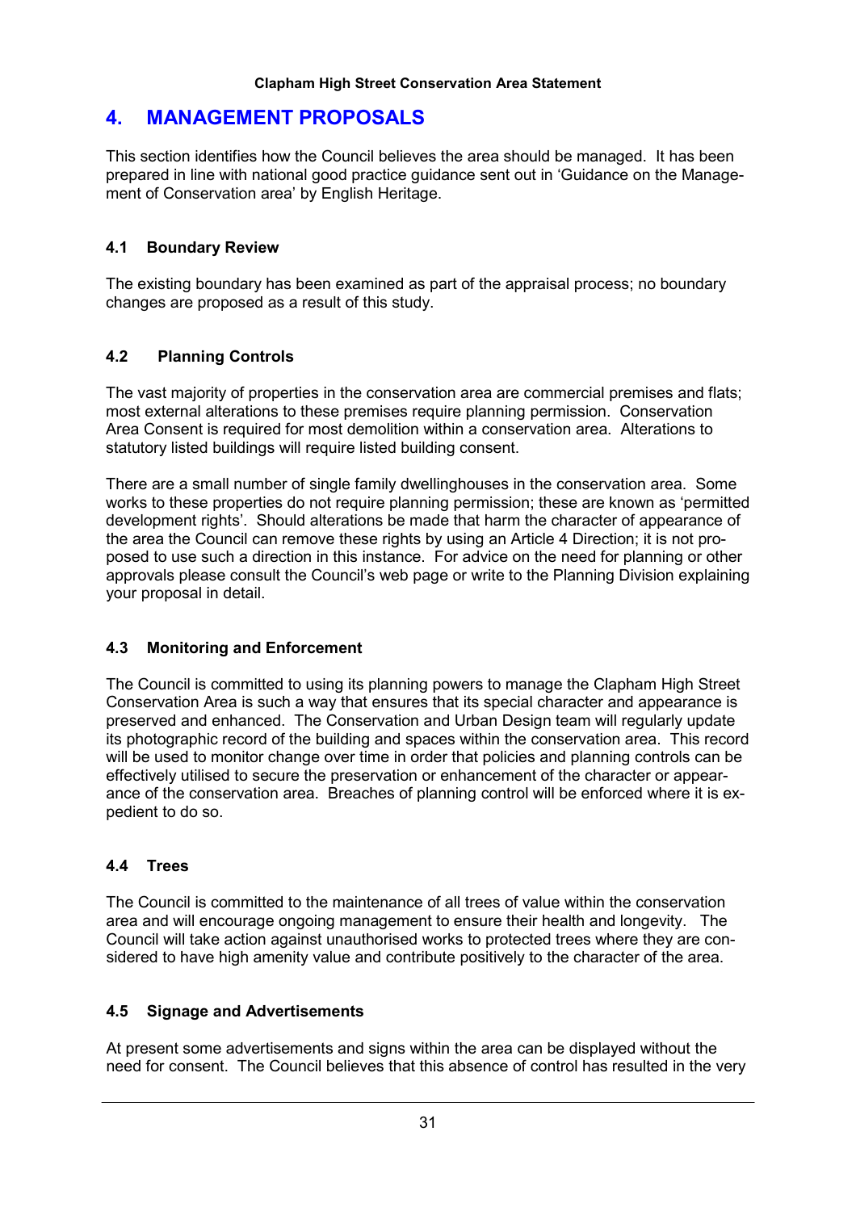# 4. MANAGEMENT PROPOSALS

This section identifies how the Council believes the area should be managed. It has been prepared in line with national good practice guidance sent out in 'Guidance on the Management of Conservation area' by English Heritage.

### 4.1 Boundary Review

The existing boundary has been examined as part of the appraisal process; no boundary changes are proposed as a result of this study.

### 4.2 Planning Controls

The vast majority of properties in the conservation area are commercial premises and flats; most external alterations to these premises require planning permission. Conservation Area Consent is required for most demolition within a conservation area. Alterations to statutory listed buildings will require listed building consent.

There are a small number of single family dwellinghouses in the conservation area. Some works to these properties do not require planning permission; these are known as 'permitted development rights'. Should alterations be made that harm the character of appearance of the area the Council can remove these rights by using an Article 4 Direction; it is not proposed to use such a direction in this instance. For advice on the need for planning or other approvals please consult the Council's web page or write to the Planning Division explaining your proposal in detail.

### 4.3 Monitoring and Enforcement

The Council is committed to using its planning powers to manage the Clapham High Street Conservation Area is such a way that ensures that its special character and appearance is preserved and enhanced. The Conservation and Urban Design team will regularly update its photographic record of the building and spaces within the conservation area. This record will be used to monitor change over time in order that policies and planning controls can be effectively utilised to secure the preservation or enhancement of the character or appearance of the conservation area. Breaches of planning control will be enforced where it is expedient to do so.

### 4.4 Trees

The Council is committed to the maintenance of all trees of value within the conservation area and will encourage ongoing management to ensure their health and longevity. The Council will take action against unauthorised works to protected trees where they are considered to have high amenity value and contribute positively to the character of the area.

### 4.5 Signage and Advertisements

At present some advertisements and signs within the area can be displayed without the need for consent. The Council believes that this absence of control has resulted in the very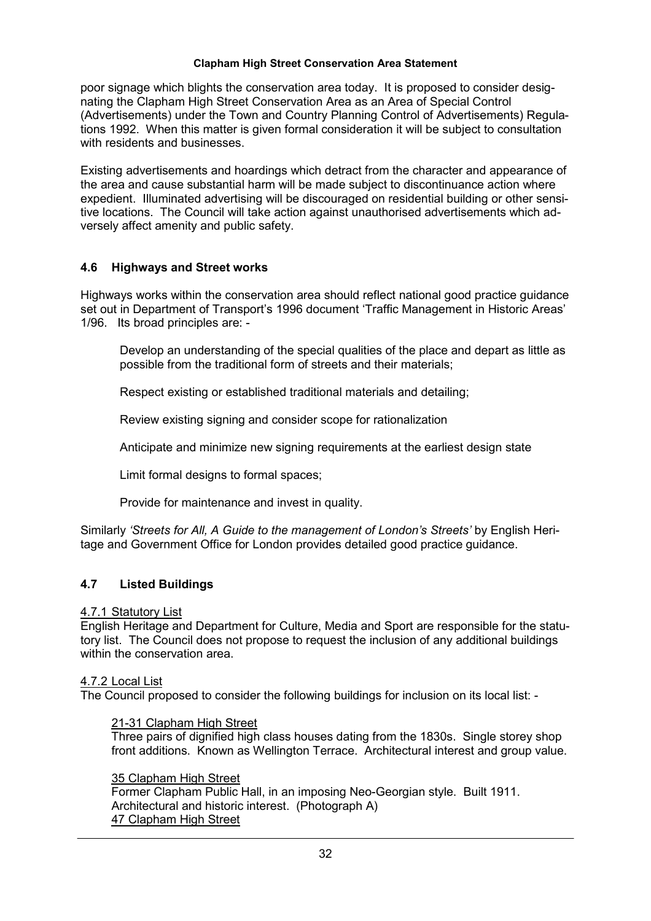poor signage which blights the conservation area today. It is proposed to consider designating the Clapham High Street Conservation Area as an Area of Special Control (Advertisements) under the Town and Country Planning Control of Advertisements) Regulations 1992. When this matter is given formal consideration it will be subject to consultation with residents and businesses.

Existing advertisements and hoardings which detract from the character and appearance of the area and cause substantial harm will be made subject to discontinuance action where expedient. Illuminated advertising will be discouraged on residential building or other sensitive locations. The Council will take action against unauthorised advertisements which adversely affect amenity and public safety.

## 4.6 Highways and Street works

Highways works within the conservation area should reflect national good practice guidance set out in Department of Transport's 1996 document 'Traffic Management in Historic Areas' 1/96. Its broad principles are: -

Develop an understanding of the special qualities of the place and depart as little as possible from the traditional form of streets and their materials;

Respect existing or established traditional materials and detailing;

Review existing signing and consider scope for rationalization

Anticipate and minimize new signing requirements at the earliest design state

Limit formal designs to formal spaces;

Provide for maintenance and invest in quality.

Similarly *'Streets for All, A Guide to the management of London's Streets'* by English Heritage and Government Office for London provides detailed good practice guidance.

## 4.7 Listed Buildings

4.7.1 Statutory List

English Heritage and Department for Culture, Media and Sport are responsible for the statutory list. The Council does not propose to request the inclusion of any additional buildings within the conservation area.

4.7.2 Local List

The Council proposed to consider the following buildings for inclusion on its local list: -

21-31 Clapham High Street

Three pairs of dignified high class houses dating from the 1830s. Single storey shop front additions. Known as Wellington Terrace. Architectural interest and group value.

35 Clapham High Street

Former Clapham Public Hall, in an imposing Neo-Georgian style. Built 1911. Architectural and historic interest. (Photograph A)

47 Clapham High Street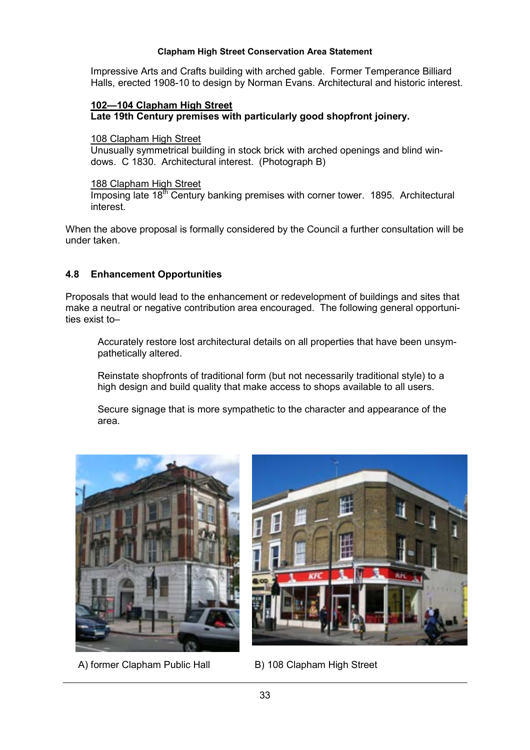Impressive Arts and Crafts building with arched gable. Former Temperance Billiard Halls, erected 1908-10 to design by Norman Evans. Architectural and historic interest.

**102—104 Clapham High Street**
**Late 19th Century premises with particularly good shopfront joinery.**

108 Clapham High Street
Unusually symmetrical building in stock brick with arched openings and blind windows. C 1830. Architectural interest. (Photograph B)

188 Clapham High Street
Imposing late 18$^{th}$ Century banking premises with corner tower. 1895. Architectural interest.

When the above proposal is formally considered by the Council a further consultation will be under taken.

### 4.8 Enhancement Opportunities

Proposals that would lead to the enhancement or redevelopment of buildings and sites that make a neutral or negative contribution area encouraged. The following general opportunities exist to–

Accurately restore lost architectural details on all properties that have been unsympathetically altered.

Reinstate shopfronts of traditional form (but not necessarily traditional style) to a high design and build quality that make access to shops available to all users.

Secure signage that is more sympathetic to the character and appearance of the area.

A) former Clapham Public Hall

B) 108 Clapham High Street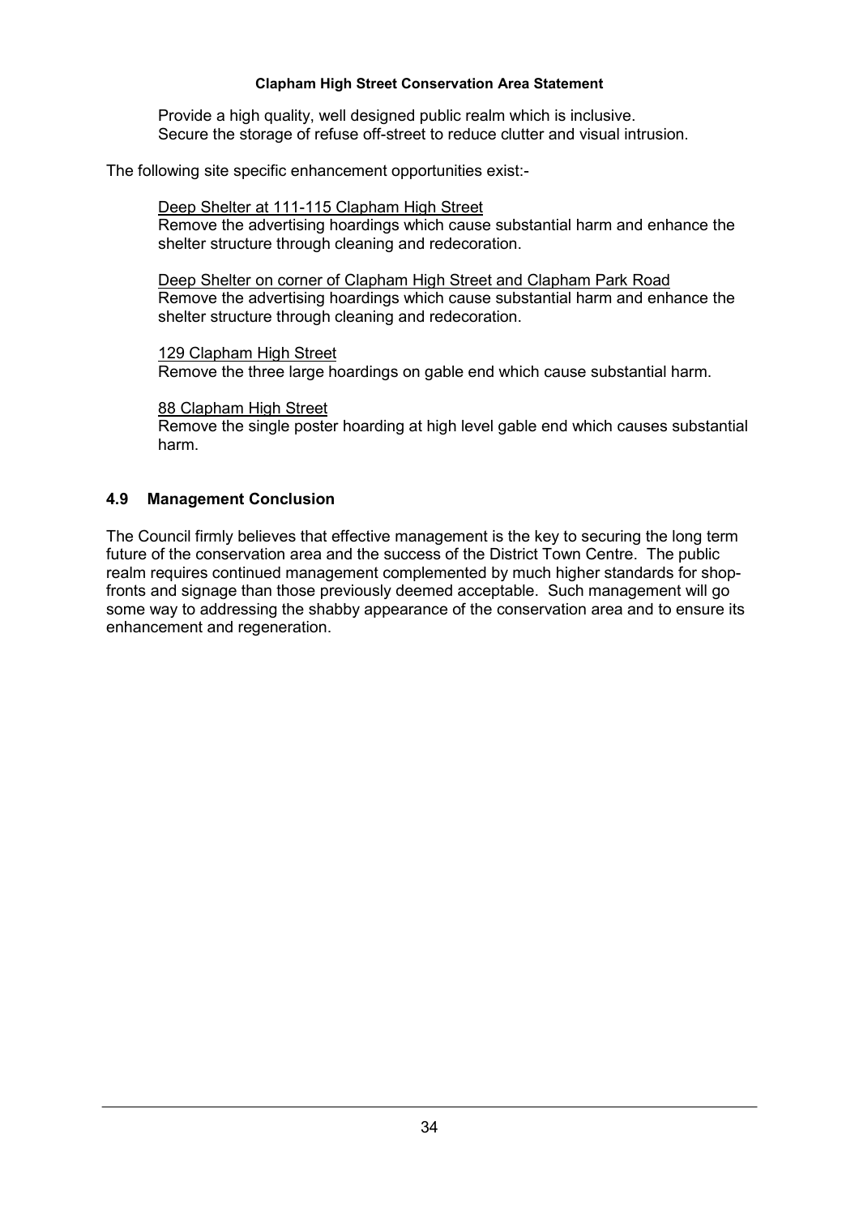Provide a high quality, well designed public realm which is inclusive.
Secure the storage of refuse off-street to reduce clutter and visual intrusion.

The following site specific enhancement opportunities exist:-

<u>Deep Shelter at 111-115 Clapham High Street</u>
Remove the advertising hoardings which cause substantial harm and enhance the shelter structure through cleaning and redecoration.

<u>Deep Shelter on corner of Clapham High Street and Clapham Park Road</u>
Remove the advertising hoardings which cause substantial harm and enhance the shelter structure through cleaning and redecoration.

<u>129 Clapham High Street</u>
Remove the three large hoardings on gable end which cause substantial harm.

<u>88 Clapham High Street</u>
Remove the single poster hoarding at high level gable end which causes substantial harm.

## 4.9 Management Conclusion

The Council firmly believes that effective management is the key to securing the long term future of the conservation area and the success of the District Town Centre. The public realm requires continued management complemented by much higher standards for shop-fronts and signage than those previously deemed acceptable. Such management will go some way to addressing the shabby appearance of the conservation area and to ensure its enhancement and regeneration.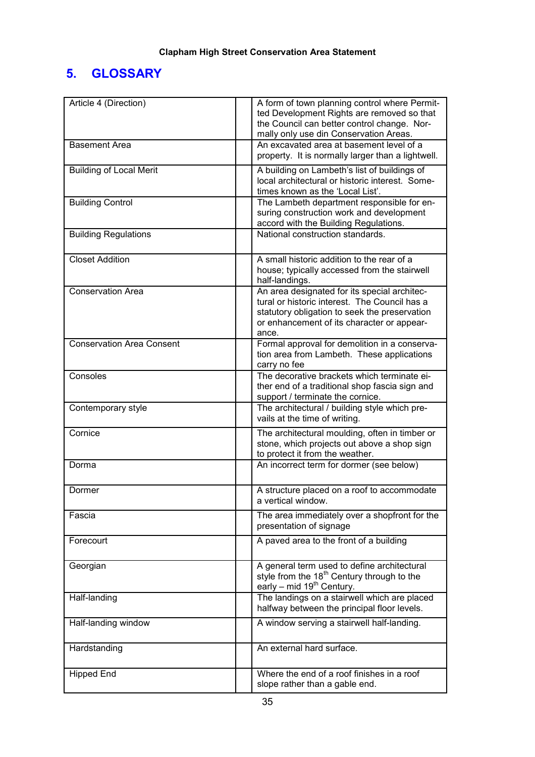## 5. GLOSSARY

| | |
|---|---|
| Article 4 (Direction) | A form of town planning control where Permitted Development Rights are removed so that the Council can better control change. Normally only use din Conservation Areas. |
| Basement Area | An excavated area at basement level of a property. It is normally larger than a lightwell. |
| Building of Local Merit | A building on Lambeth's list of buildings of local architectural or historic interest. Sometimes known as the 'Local List'. |
| Building Control | The Lambeth department responsible for ensuring construction work and development accord with the Building Regulations. |
| Building Regulations | National construction standards. |
| Closet Addition | A small historic addition to the rear of a house; typically accessed from the stairwell half-landings. |
| Conservation Area | An area designated for its special architectural or historic interest. The Council has a statutory obligation to seek the preservation or enhancement of its character or appearance. |
| Conservation Area Consent | Formal approval for demolition in a conservation area from Lambeth. These applications carry no fee |
| Consoles | The decorative brackets which terminate either end of a traditional shop fascia sign and support / terminate the cornice. |
| Contemporary style | The architectural / building style which prevails at the time of writing. |
| Cornice | The architectural moulding, often in timber or stone, which projects out above a shop sign to protect it from the weather. |
| Dorma | An incorrect term for dormer (see below) |
| Dormer | A structure placed on a roof to accommodate a vertical window. |
| Fascia | The area immediately over a shopfront for the presentation of signage |
| Forecourt | A paved area to the front of a building |
| Georgian | A general term used to define architectural style from the 18th Century through to the early – mid 19th Century. |
| Half-landing | The landings on a stairwell which are placed halfway between the principal floor levels. |
| Half-landing window | A window serving a stairwell half-landing. |
| Hardstanding | An external hard surface. |
| Hipped End | Where the end of a roof finishes in a roof slope rather than a gable end. |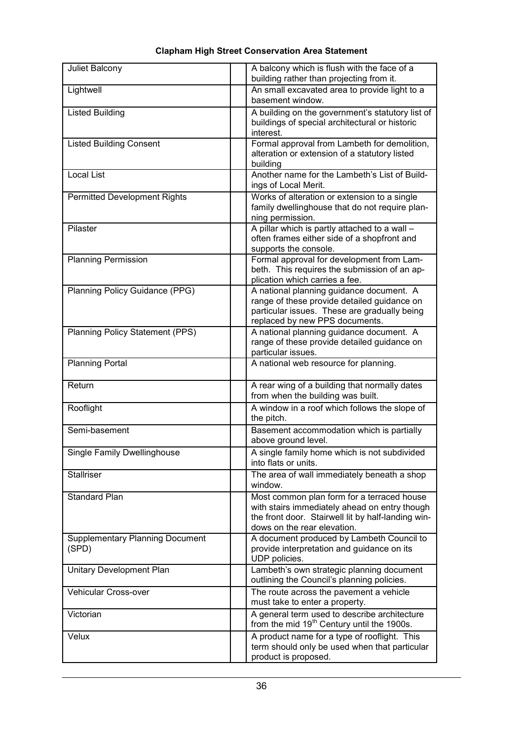| Juliet Balcony | | A balcony which is flush with the face of a building rather than projecting from it. |
|---|---|---|
| Lightwell | | An small excavated area to provide light to a basement window. |
| Listed Building | | A building on the government's statutory list of buildings of special architectural or historic interest. |
| Listed Building Consent | | Formal approval from Lambeth for demolition, alteration or extension of a statutory listed building |
| Local List | | Another name for the Lambeth's List of Buildings of Local Merit. |
| Permitted Development Rights | | Works of alteration or extension to a single family dwellinghouse that do not require planning permission. |
| Pilaster | | A pillar which is partly attached to a wall – often frames either side of a shopfront and supports the console. |
| Planning Permission | | Formal approval for development from Lambeth. This requires the submission of an application which carries a fee. |
| Planning Policy Guidance (PPG) | | A national planning guidance document. A range of these provide detailed guidance on particular issues. These are gradually being replaced by new PPS documents. |
| Planning Policy Statement (PPS) | | A national planning guidance document. A range of these provide detailed guidance on particular issues. |
| Planning Portal | | A national web resource for planning. |
| Return | | A rear wing of a building that normally dates from when the building was built. |
| Rooflight | | A window in a roof which follows the slope of the pitch. |
| Semi-basement | | Basement accommodation which is partially above ground level. |
| Single Family Dwellinghouse | | A single family home which is not subdivided into flats or units. |
| Stallriser | | The area of wall immediately beneath a shop window. |
| Standard Plan | | Most common plan form for a terraced house with stairs immediately ahead on entry though the front door. Stairwell lit by half-landing windows on the rear elevation. |
| Supplementary Planning Document (SPD) | | A document produced by Lambeth Council to provide interpretation and guidance on its UDP policies. |
| Unitary Development Plan | | Lambeth's own strategic planning document outlining the Council's planning policies. |
| Vehicular Cross-over | | The route across the pavement a vehicle must take to enter a property. |
| Victorian | | A general term used to describe architecture from the mid 19th Century until the 1900s. |
| Velux | | A product name for a type of rooflight. This term should only be used when that particular product is proposed. |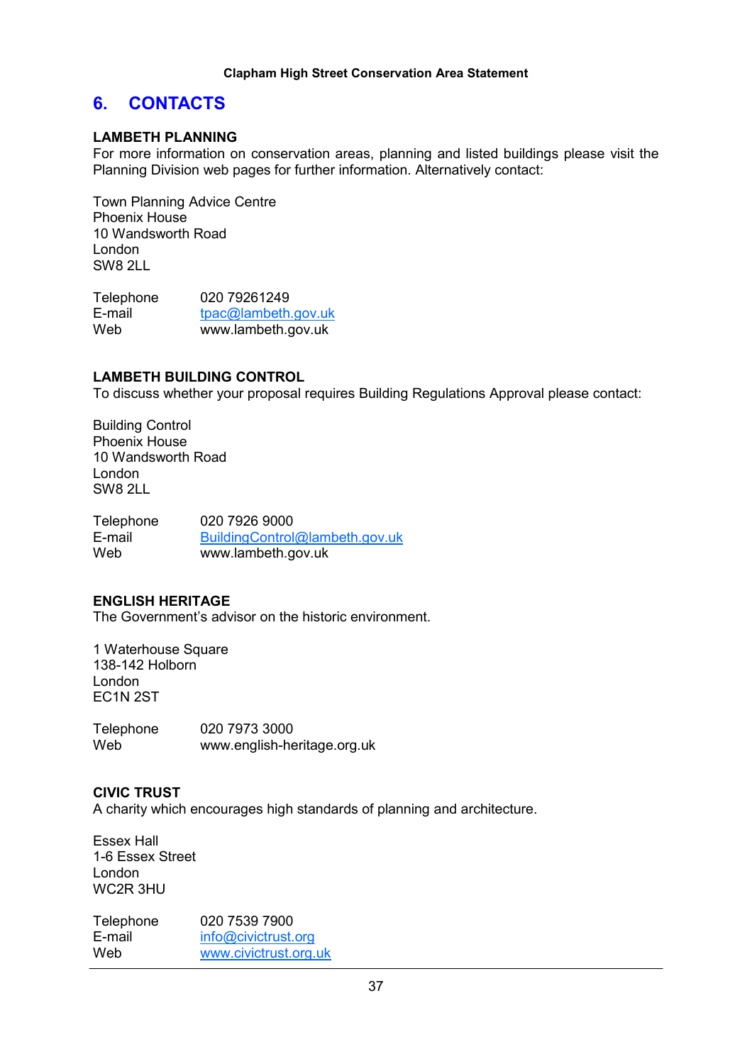## 6. CONTACTS

**LAMBETH PLANNING**
For more information on conservation areas, planning and listed buildings please visit the Planning Division web pages for further information. Alternatively contact:

Town Planning Advice Centre
Phoenix House
10 Wandsworth Road
London
SW8 2LL

Telephone 020 79261249
E-mail tpac@lambeth.gov.uk
Web www.lambeth.gov.uk

**LAMBETH BUILDING CONTROL**
To discuss whether your proposal requires Building Regulations Approval please contact:

Building Control
Phoenix House
10 Wandsworth Road
London
SW8 2LL

Telephone 020 7926 9000
E-mail BuildingControl@lambeth.gov.uk
Web www.lambeth.gov.uk

**ENGLISH HERITAGE**
The Government's advisor on the historic environment.

1 Waterhouse Square
138-142 Holborn
London
EC1N 2ST

Telephone 020 7973 3000
Web www.english-heritage.org.uk

**CIVIC TRUST**
A charity which encourages high standards of planning and architecture.

Essex Hall
1-6 Essex Street
London
WC2R 3HU

Telephone 020 7539 7900
E-mail info@civictrust.org
Web www.civictrust.org.uk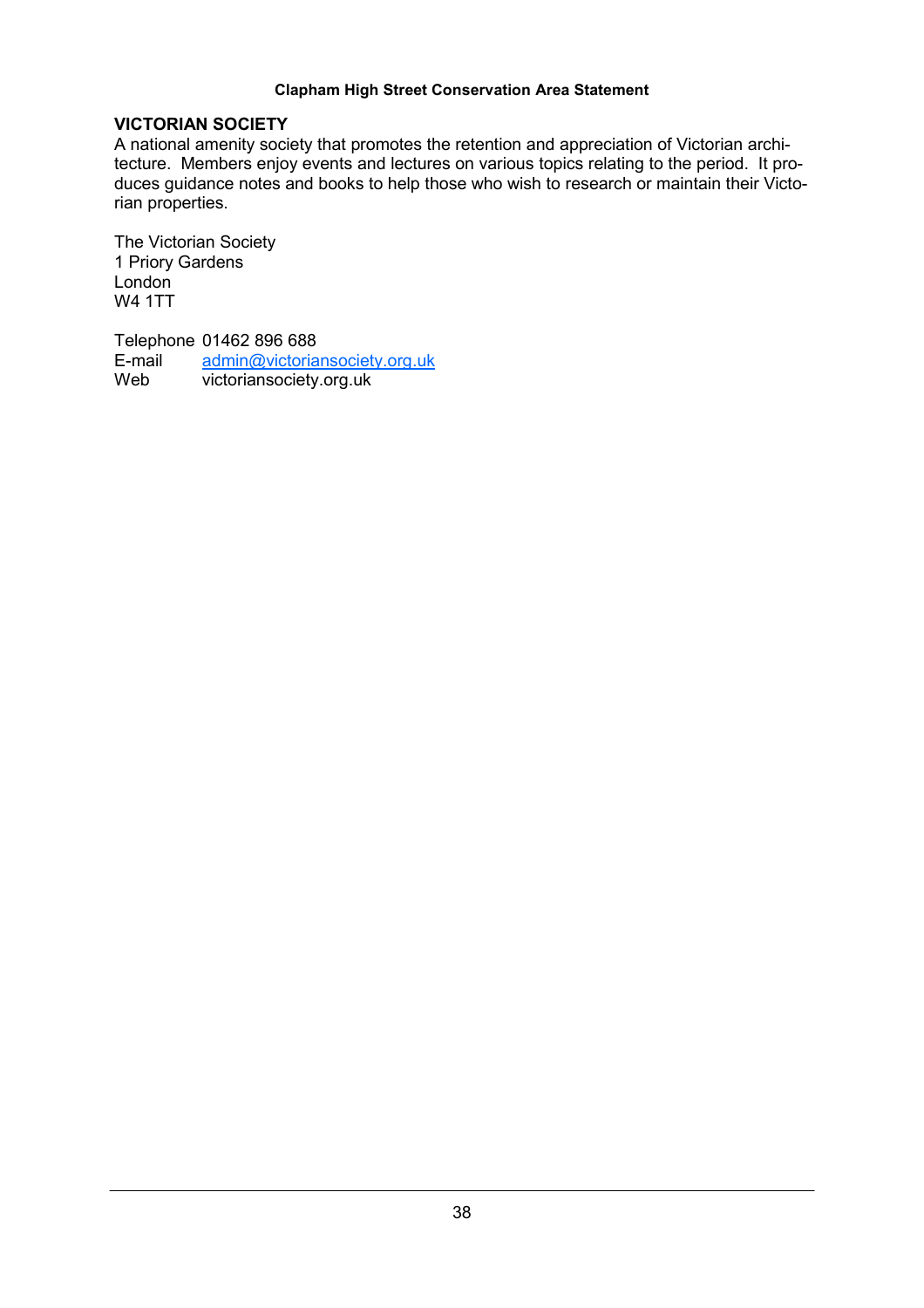## VICTORIAN SOCIETY

A national amenity society that promotes the retention and appreciation of Victorian architecture. Members enjoy events and lectures on various topics relating to the period. It produces guidance notes and books to help those who wish to research or maintain their Victorian properties.

The Victorian Society
1 Priory Gardens
London
W4 1TT

Telephone 01462 896 688
E-mail admin@victoriansociety.org.uk
Web victoriansociety.org.uk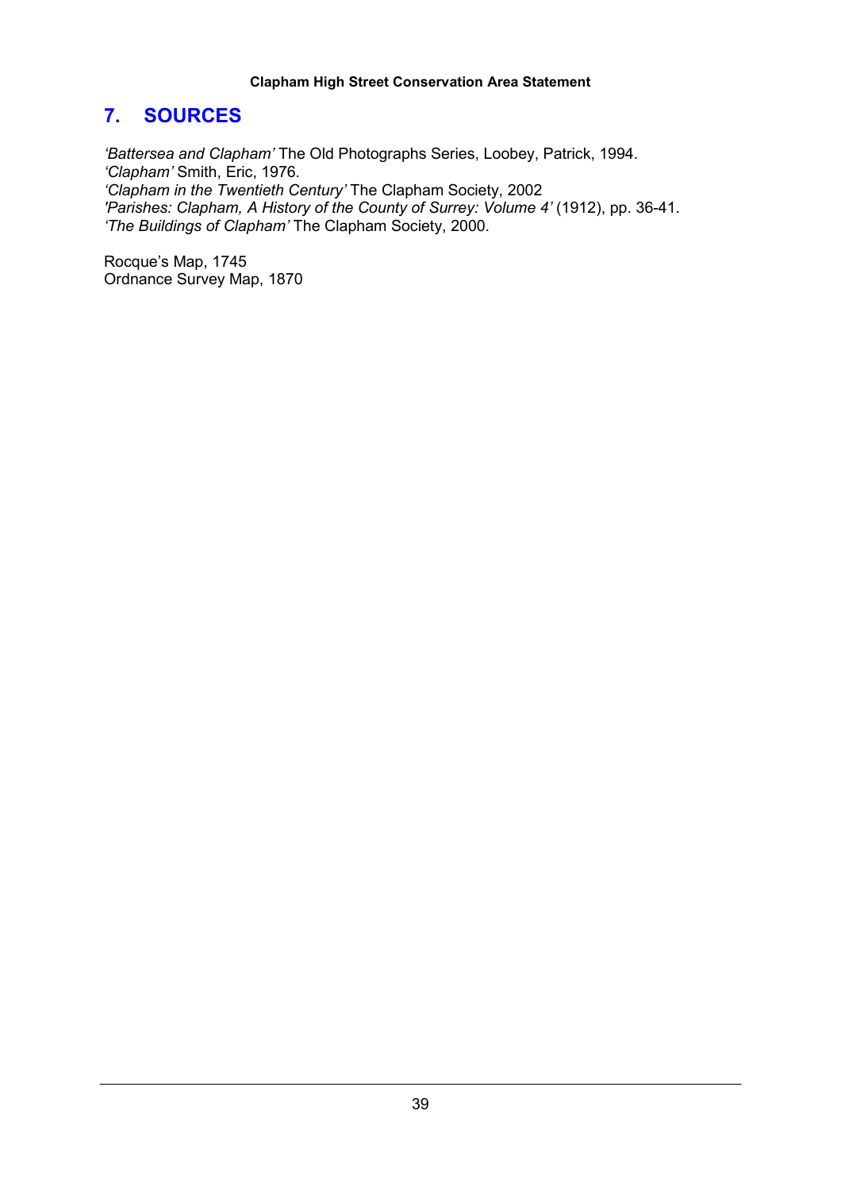## 7. SOURCES

*'Battersea and Clapham'* The Old Photographs Series, Loobey, Patrick, 1994.
*'Clapham'* Smith, Eric, 1976.
*'Clapham in the Twentieth Century'* The Clapham Society, 2002
*'Parishes: Clapham, A History of the County of Surrey: Volume 4'* (1912), pp. 36-41.
*'The Buildings of Clapham'* The Clapham Society, 2000.

Rocque's Map, 1745
Ordnance Survey Map, 1870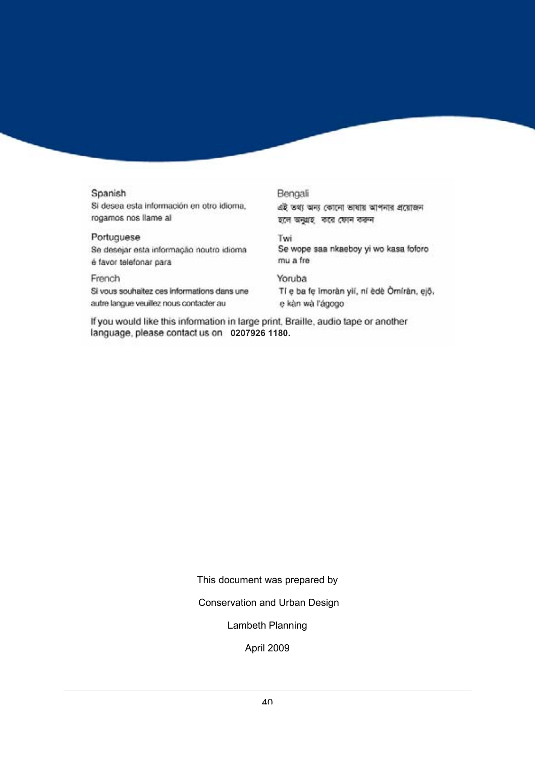**Spanish**

Si desea esta información en otro idioma, rogamos nos llame al

**Portuguese**

Se desejar esta informação noutro idioma é favor telefonar para

**French**

Si vous souhaitez ces informations dans une autre langue veuillez nous contacter au

**Bengali**

এই তথ্য অন্য কোনো ভাষায় আপনার প্রয়োজন হলে অনুগ্রহ করে ফোন করুন

**Twi**

Se wope saa nkaeboy yi wo kasa foforo mu a fre

**Yoruba**

Tí ẹ ba fẹ ìmọ̀ràn yií, ní èdè Òmíràn, ẹjọ̀, ẹ kàn wà l'ágogo

If you would like this information in large print, Braille, audio tape or another language, please contact us on **0207926 1180.**

This document was prepared by

Conservation and Urban Design

Lambeth Planning

April 2009